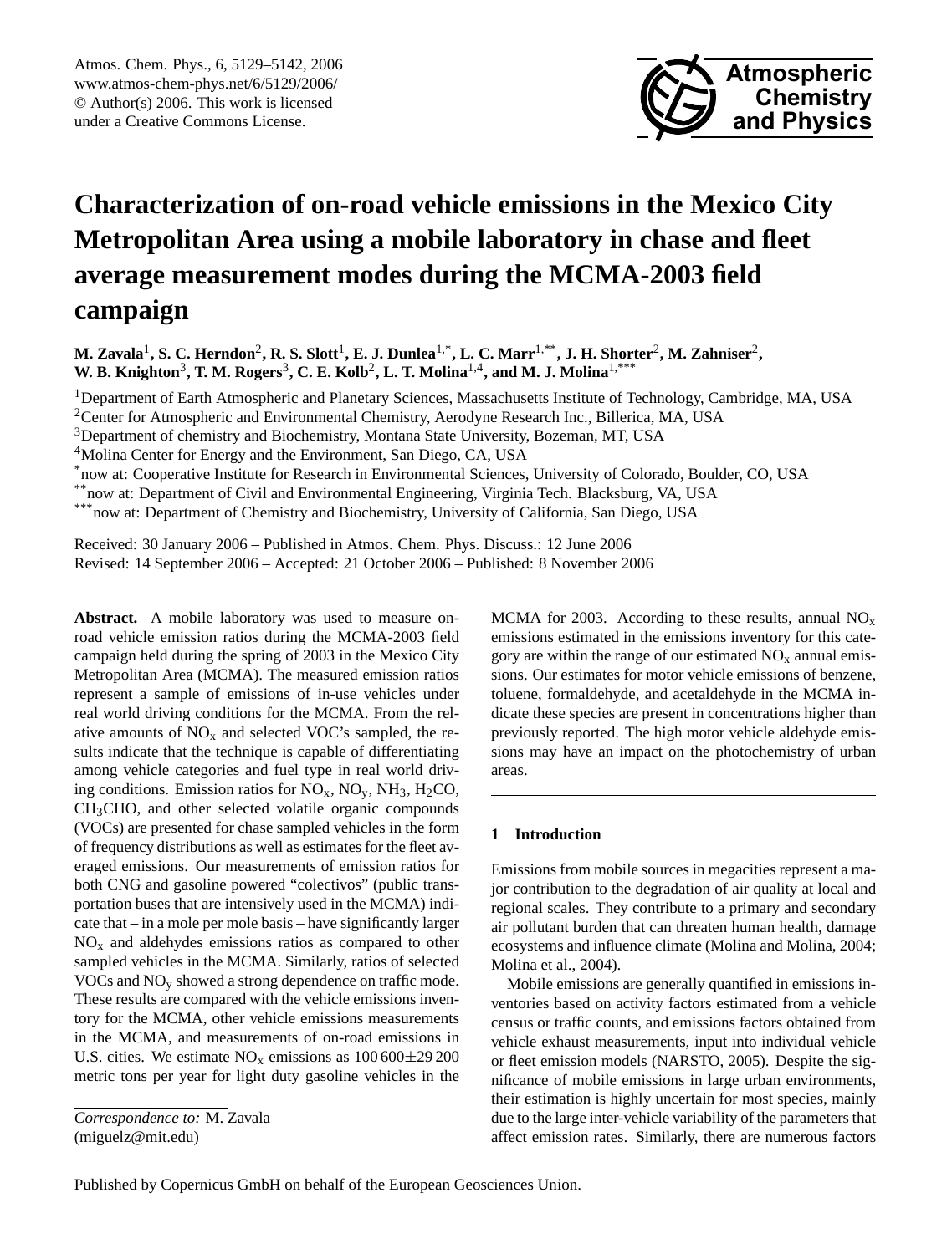# Characterization of on-road vehicle emissions in the Mexico City Metropolitan Area using a mobile laboratory in chase and fleet average measurement modes during the MCMA-2003 field campaign

**M. Zavala[1], S. C. Herndon[2], R. S. Slott[1], E. J. Dunlea[1,*], L. C. Marr[1,**], J. H. Shorter[2], M. Zahniser[2], W. B. Knighton[3], T. M. Rogers[3], C. E. Kolb[2], L. T. Molina[1,4], and M. J. Molina[1,***]**

[1]Department of Earth Atmospheric and Planetary Sciences, Massachusetts Institute of Technology, Cambridge, MA, USA
[2]Center for Atmospheric and Environmental Chemistry, Aerodyne Research Inc., Billerica, MA, USA
[3]Department of chemistry and Biochemistry, Montana State University, Bozeman, MT, USA
[4]Molina Center for Energy and the Environment, San Diego, CA, USA
[*]now at: Cooperative Institute for Research in Environmental Sciences, University of Colorado, Boulder, CO, USA
[**]now at: Department of Civil and Environmental Engineering, Virginia Tech. Blacksburg, VA, USA
[***]now at: Department of Chemistry and Biochemistry, University of California, San Diego, USA

Received: 30 January 2006 – Published in Atmos. Chem. Phys. Discuss.: 12 June 2006
Revised: 14 September 2006 – Accepted: 21 October 2006 – Published: 8 November 2006

**Abstract.** A mobile laboratory was used to measure on-road vehicle emission ratios during the MCMA-2003 field campaign held during the spring of 2003 in the Mexico City Metropolitan Area (MCMA). The measured emission ratios represent a sample of emissions of in-use vehicles under real world driving conditions for the MCMA. From the relative amounts of $NO_x$ and selected VOC's sampled, the results indicate that the technique is capable of differentiating among vehicle categories and fuel type in real world driving conditions. Emission ratios for $NO_x$, $NO_y$, $NH_3$, $H_2CO$, $CH_3CHO$, and other selected volatile organic compounds (VOCs) are presented for chase sampled vehicles in the form of frequency distributions as well as estimates for the fleet averaged emissions. Our measurements of emission ratios for both CNG and gasoline powered "colectivos" (public transportation buses that are intensively used in the MCMA) indicate that – in a mole per mole basis – have significantly larger $NO_x$ and aldehydes emissions ratios as compared to other sampled vehicles in the MCMA. Similarly, ratios of selected VOCs and $NO_y$ showed a strong dependence on traffic mode. These results are compared with the vehicle emissions inventory for the MCMA, other vehicle emissions measurements in the MCMA, and measurements of on-road emissions in U.S. cities. We estimate $NO_x$ emissions as $100\,600 \pm 29\,200$ metric tons per year for light duty gasoline vehicles in the MCMA for 2003. According to these results, annual $NO_x$ emissions estimated in the emissions inventory for this category are within the range of our estimated $NO_x$ annual emissions. Our estimates for motor vehicle emissions of benzene, toluene, formaldehyde, and acetaldehyde in the MCMA indicate these species are present in concentrations higher than previously reported. The high motor vehicle aldehyde emissions may have an impact on the photochemistry of urban areas.

*Correspondence to:* M. Zavala
(miguelz@mit.edu)

## 1 Introduction

Emissions from mobile sources in megacities represent a major contribution to the degradation of air quality at local and regional scales. They contribute to a primary and secondary air pollutant burden that can threaten human health, damage ecosystems and influence climate (Molina and Molina, 2004; Molina et al., 2004).

Mobile emissions are generally quantified in emissions inventories based on activity factors estimated from a vehicle census or traffic counts, and emissions factors obtained from vehicle exhaust measurements, input into individual vehicle or fleet emission models (NARSTO, 2005). Despite the significance of mobile emissions in large urban environments, their estimation is highly uncertain for most species, mainly due to the large inter-vehicle variability of the parameters that affect emission rates. Similarly, there are numerous factors

Published by Copernicus GmbH on behalf of the European Geosciences Union.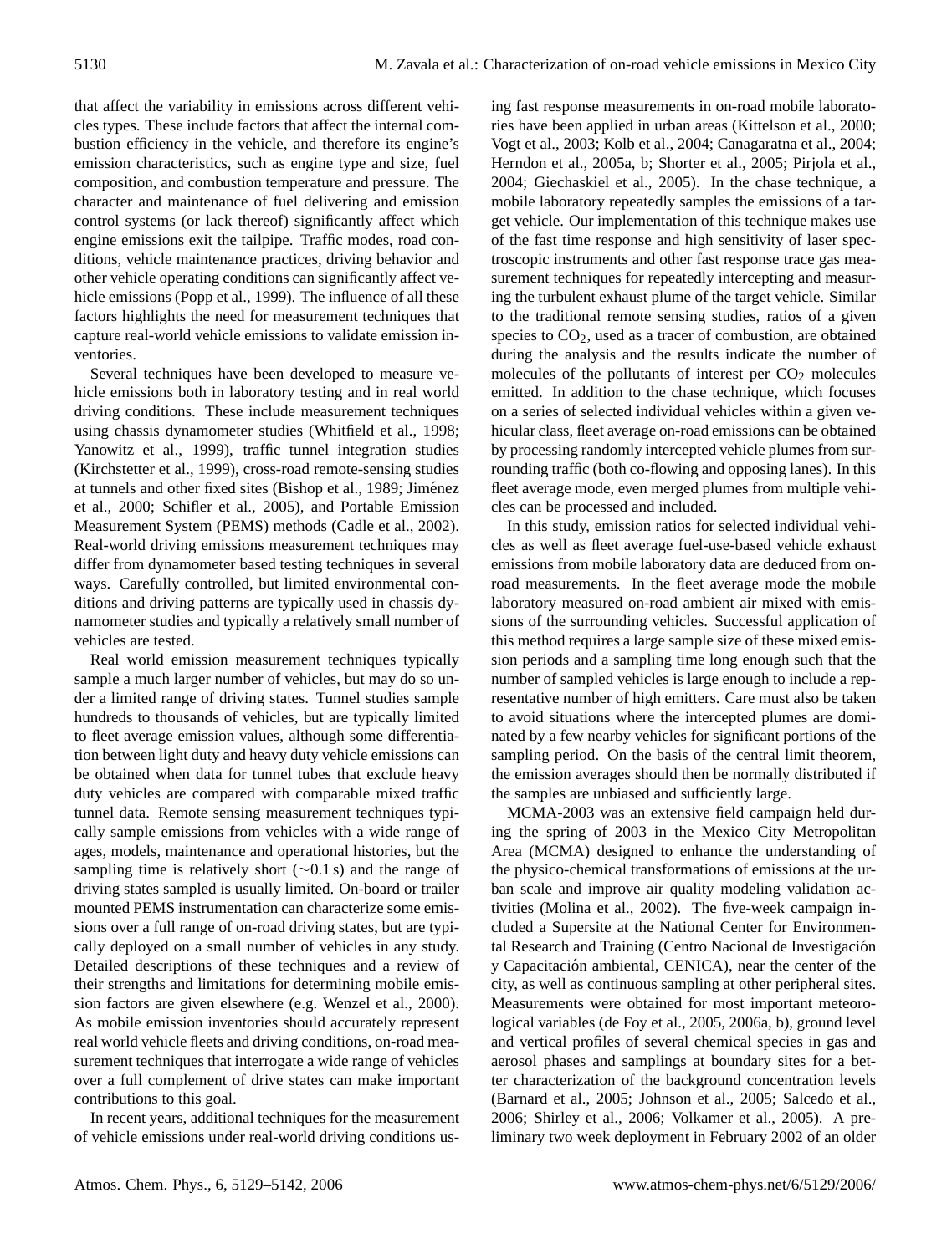that affect the variability in emissions across different vehicles types. These include factors that affect the internal combustion efficiency in the vehicle, and therefore its engine's emission characteristics, such as engine type and size, fuel composition, and combustion temperature and pressure. The character and maintenance of fuel delivering and emission control systems (or lack thereof) significantly affect which engine emissions exit the tailpipe. Traffic modes, road conditions, vehicle maintenance practices, driving behavior and other vehicle operating conditions can significantly affect vehicle emissions (Popp et al., 1999). The influence of all these factors highlights the need for measurement techniques that capture real-world vehicle emissions to validate emission inventories.

Several techniques have been developed to measure vehicle emissions both in laboratory testing and in real world driving conditions. These include measurement techniques using chassis dynamometer studies (Whitfield et al., 1998; Yanowitz et al., 1999), traffic tunnel integration studies (Kirchstetter et al., 1999), cross-road remote-sensing studies at tunnels and other fixed sites (Bishop et al., 1989; Jiménez et al., 2000; Schifler et al., 2005), and Portable Emission Measurement System (PEMS) methods (Cadle et al., 2002). Real-world driving emissions measurement techniques may differ from dynamometer based testing techniques in several ways. Carefully controlled, but limited environmental conditions and driving patterns are typically used in chassis dynamometer studies and typically a relatively small number of vehicles are tested.

Real world emission measurement techniques typically sample a much larger number of vehicles, but may do so under a limited range of driving states. Tunnel studies sample hundreds to thousands of vehicles, but are typically limited to fleet average emission values, although some differentiation between light duty and heavy duty vehicle emissions can be obtained when data for tunnel tubes that exclude heavy duty vehicles are compared with comparable mixed traffic tunnel data. Remote sensing measurement techniques typically sample emissions from vehicles with a wide range of ages, models, maintenance and operational histories, but the sampling time is relatively short (~0.1 s) and the range of driving states sampled is usually limited. On-board or trailer mounted PEMS instrumentation can characterize some emissions over a full range of on-road driving states, but are typically deployed on a small number of vehicles in any study. Detailed descriptions of these techniques and a review of their strengths and limitations for determining mobile emission factors are given elsewhere (e.g. Wenzel et al., 2000). As mobile emission inventories should accurately represent real world vehicle fleets and driving conditions, on-road measurement techniques that interrogate a wide range of vehicles over a full complement of drive states can make important contributions to this goal.

In recent years, additional techniques for the measurement of vehicle emissions under real-world driving conditions using fast response measurements in on-road mobile laboratories have been applied in urban areas (Kittelson et al., 2000; Vogt et al., 2003; Kolb et al., 2004; Canagaratna et al., 2004; Herndon et al., 2005a, b; Shorter et al., 2005; Pirjola et al., 2004; Giechaskiel et al., 2005). In the chase technique, a mobile laboratory repeatedly samples the emissions of a target vehicle. Our implementation of this technique makes use of the fast time response and high sensitivity of laser spectroscopic instruments and other fast response trace gas measurement techniques for repeatedly intercepting and measuring the turbulent exhaust plume of the target vehicle. Similar to the traditional remote sensing studies, ratios of a given species to $CO_2$, used as a tracer of combustion, are obtained during the analysis and the results indicate the number of molecules of the pollutants of interest per $CO_2$ molecules emitted. In addition to the chase technique, which focuses on a series of selected individual vehicles within a given vehicular class, fleet average on-road emissions can be obtained by processing randomly intercepted vehicle plumes from surrounding traffic (both co-flowing and opposing lanes). In this fleet average mode, even merged plumes from multiple vehicles can be processed and included.

In this study, emission ratios for selected individual vehicles as well as fleet average fuel-use-based vehicle exhaust emissions from mobile laboratory data are deduced from on-road measurements. In the fleet average mode the mobile laboratory measured on-road ambient air mixed with emissions of the surrounding vehicles. Successful application of this method requires a large sample size of these mixed emission periods and a sampling time long enough such that the number of sampled vehicles is large enough to include a representative number of high emitters. Care must also be taken to avoid situations where the intercepted plumes are dominated by a few nearby vehicles for significant portions of the sampling period. On the basis of the central limit theorem, the emission averages should then be normally distributed if the samples are unbiased and sufficiently large.

MCMA-2003 was an extensive field campaign held during the spring of 2003 in the Mexico City Metropolitan Area (MCMA) designed to enhance the understanding of the physico-chemical transformations of emissions at the urban scale and improve air quality modeling validation activities (Molina et al., 2002). The five-week campaign included a Supersite at the National Center for Environmental Research and Training (Centro Nacional de Investigación y Capacitación ambiental, CENICA), near the center of the city, as well as continuous sampling at other peripheral sites. Measurements were obtained for most important meteorological variables (de Foy et al., 2005, 2006a, b), ground level and vertical profiles of several chemical species in gas and aerosol phases and samplings at boundary sites for a better characterization of the background concentration levels (Barnard et al., 2005; Johnson et al., 2005; Salcedo et al., 2006; Shirley et al., 2006; Volkamer et al., 2005). A preliminary two week deployment in February 2002 of an older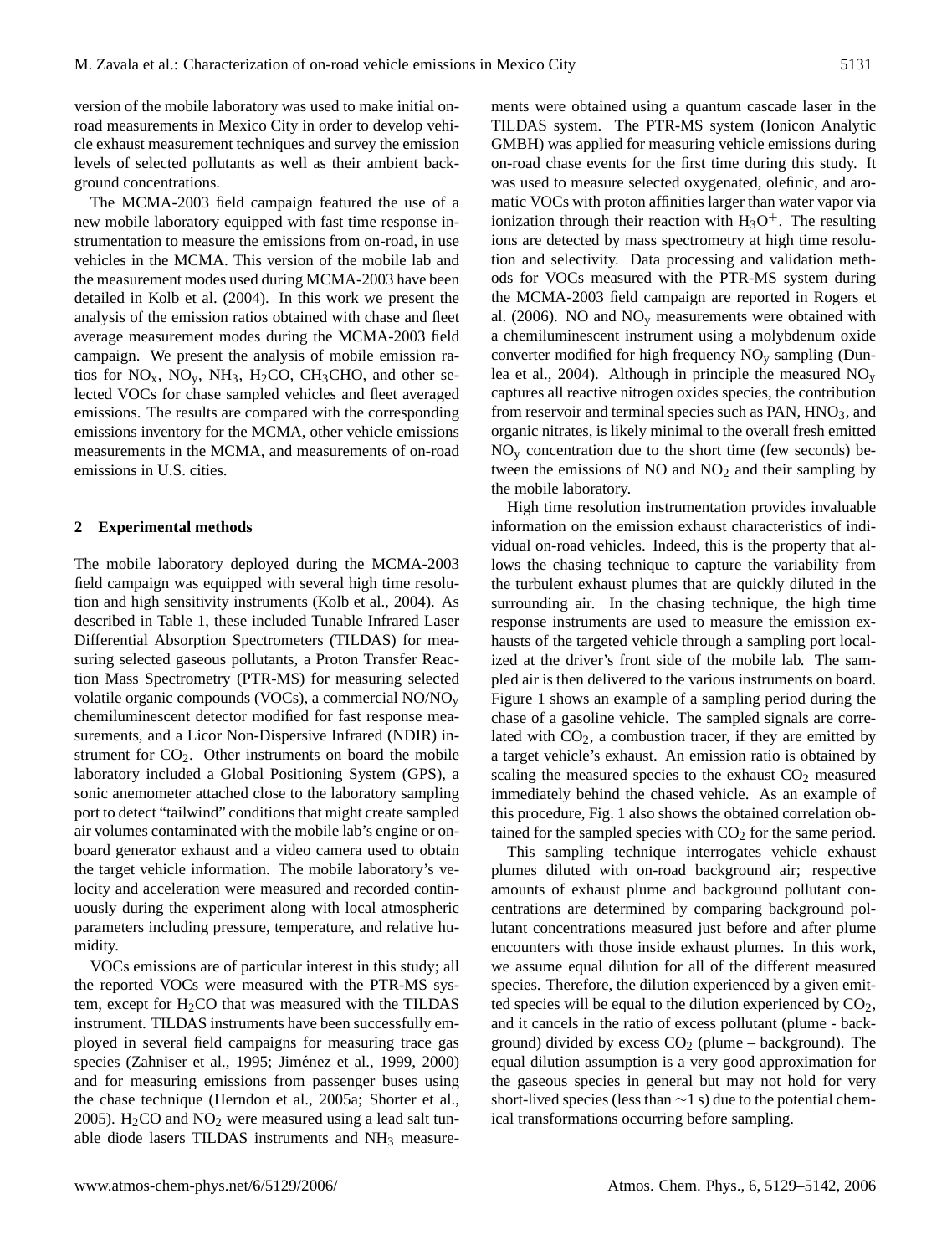version of the mobile laboratory was used to make initial on-road measurements in Mexico City in order to develop vehicle exhaust measurement techniques and survey the emission levels of selected pollutants as well as their ambient background concentrations.

The MCMA-2003 field campaign featured the use of a new mobile laboratory equipped with fast time response instrumentation to measure the emissions from on-road, in use vehicles in the MCMA. This version of the mobile lab and the measurement modes used during MCMA-2003 have been detailed in Kolb et al. (2004). In this work we present the analysis of the emission ratios obtained with chase and fleet average measurement modes during the MCMA-2003 field campaign. We present the analysis of mobile emission ratios for $NO_x$, $NO_y$, $NH_3$, $H_2CO$, $CH_3CHO$, and other selected VOCs for chase sampled vehicles and fleet averaged emissions. The results are compared with the corresponding emissions inventory for the MCMA, other vehicle emissions measurements in the MCMA, and measurements of on-road emissions in U.S. cities.

## 2 Experimental methods

The mobile laboratory deployed during the MCMA-2003 field campaign was equipped with several high time resolution and high sensitivity instruments (Kolb et al., 2004). As described in Table 1, these included Tunable Infrared Laser Differential Absorption Spectrometers (TILDAS) for measuring selected gaseous pollutants, a Proton Transfer Reaction Mass Spectrometry (PTR-MS) for measuring selected volatile organic compounds (VOCs), a commercial $NO/NO_y$ chemiluminescent detector modified for fast response measurements, and a Licor Non-Dispersive Infrared (NDIR) instrument for $CO_2$. Other instruments on board the mobile laboratory included a Global Positioning System (GPS), a sonic anemometer attached close to the laboratory sampling port to detect "tailwind" conditions that might create sampled air volumes contaminated with the mobile lab's engine or on-board generator exhaust and a video camera used to obtain the target vehicle information. The mobile laboratory's velocity and acceleration were measured and recorded continuously during the experiment along with local atmospheric parameters including pressure, temperature, and relative humidity.

VOCs emissions are of particular interest in this study; all the reported VOCs were measured with the PTR-MS system, except for $H_2CO$ that was measured with the TILDAS instrument. TILDAS instruments have been successfully employed in several field campaigns for measuring trace gas species (Zahniser et al., 1995; Jiménez et al., 1999, 2000) and for measuring emissions from passenger buses using the chase technique (Herndon et al., 2005a; Shorter et al., 2005). $H_2CO$ and $NO_2$ were measured using a lead salt tunable diode lasers TILDAS instruments and $NH_3$ measurements were obtained using a quantum cascade laser in the TILDAS system. The PTR-MS system (Ionicon Analytic GMBH) was applied for measuring vehicle emissions during on-road chase events for the first time during this study. It was used to measure selected oxygenated, olefinic, and aromatic VOCs with proton affinities larger than water vapor via ionization through their reaction with $H_3O^+$. The resulting ions are detected by mass spectrometry at high time resolution and selectivity. Data processing and validation methods for VOCs measured with the PTR-MS system during the MCMA-2003 field campaign are reported in Rogers et al. (2006). NO and $NO_y$ measurements were obtained with a chemiluminescent instrument using a molybdenum oxide converter modified for high frequency $NO_y$ sampling (Dunlea et al., 2004). Although in principle the measured $NO_y$ captures all reactive nitrogen oxides species, the contribution from reservoir and terminal species such as PAN, $HNO_3$, and organic nitrates, is likely minimal to the overall fresh emitted $NO_y$ concentration due to the short time (few seconds) between the emissions of NO and $NO_2$ and their sampling by the mobile laboratory.

High time resolution instrumentation provides invaluable information on the emission exhaust characteristics of individual on-road vehicles. Indeed, this is the property that allows the chasing technique to capture the variability from the turbulent exhaust plumes that are quickly diluted in the surrounding air. In the chasing technique, the high time response instruments are used to measure the emission exhausts of the targeted vehicle through a sampling port localized at the driver's front side of the mobile lab. The sampled air is then delivered to the various instruments on board. Figure 1 shows an example of a sampling period during the chase of a gasoline vehicle. The sampled signals are correlated with $CO_2$, a combustion tracer, if they are emitted by a target vehicle's exhaust. An emission ratio is obtained by scaling the measured species to the exhaust $CO_2$ measured immediately behind the chased vehicle. As an example of this procedure, Fig. 1 also shows the obtained correlation obtained for the sampled species with $CO_2$ for the same period.

This sampling technique interrogates vehicle exhaust plumes diluted with on-road background air; respective amounts of exhaust plume and background pollutant concentrations are determined by comparing background pollutant concentrations measured just before and after plume encounters with those inside exhaust plumes. In this work, we assume equal dilution for all of the different measured species. Therefore, the dilution experienced by a given emitted species will be equal to the dilution experienced by $CO_2$, and it cancels in the ratio of excess pollutant (plume - background) divided by excess $CO_2$ (plume – background). The equal dilution assumption is a very good approximation for the gaseous species in general but may not hold for very short-lived species (less than $\sim$1 s) due to the potential chemical transformations occurring before sampling.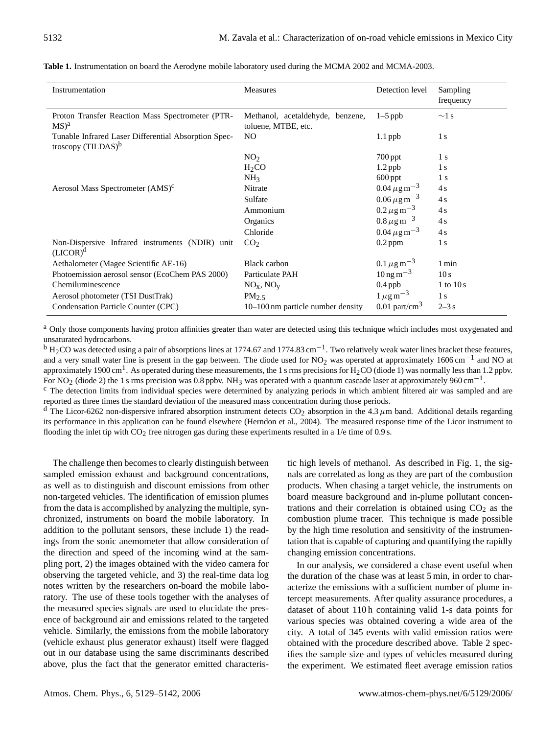**Table 1.** Instrumentation on board the Aerodyne mobile laboratory used during the MCMA 2002 and MCMA-2003.

| Instrumentation | Measures | Detection level | Sampling frequency |
|---|---|---|---|
| Proton Transfer Reaction Mass Spectrometer (PTR-MS)[a] | Methanol, acetaldehyde, benzene, toluene, MTBE, etc. | 1–5 ppb | ∼1 s |
| Tunable Infrared Laser Differential Absorption Spectroscopy (TILDAS)[b] | NO | 1.1 ppb | 1 s |
| | $NO_2$ | 700 ppt | 1 s |
| | $H_2CO$ | 1.2 ppb | 1 s |
| | $NH_3$ | 600 ppt | 1 s |
| Aerosol Mass Spectrometer (AMS)[c] | Nitrate | $0.04\,\mu g\,m^{-3}$ | 4 s |
| | Sulfate | $0.06\,\mu g\,m^{-3}$ | 4 s |
| | Ammonium | $0.2\,\mu g\,m^{-3}$ | 4 s |
| | Organics | $0.8\,\mu g\,m^{-3}$ | 4 s |
| | Chloride | $0.04\,\mu g\,m^{-3}$ | 4 s |
| Non-Dispersive Infrared instruments (NDIR) unit (LICOR)[d] | $CO_2$ | 0.2 ppm | 1 s |
| Aethalometer (Magee Scientific AE-16) | Black carbon | $0.1\,\mu g\,m^{-3}$ | 1 min |
| Photoemission aerosol sensor (EcoChem PAS 2000) | Particulate PAH | $10\,ng\,m^{-3}$ | 10 s |
| Chemiluminescence | $NO_x$, $NO_y$ | 0.4 ppb | 1 to 10 s |
| Aerosol photometer (TSI DustTrak) | $PM_{2.5}$ | $1\,\mu g\,m^{-3}$ | 1 s |
| Condensation Particle Counter (CPC) | 10–100 nm particle number density | 0.01 part/cm$^3$ | 2–3 s |

[a] Only those components having proton affinities greater than water are detected using this technique which includes most oxygenated and unsaturated hydrocarbons.
[b] $H_2CO$ was detected using a pair of absorptions lines at 1774.67 and 1774.83 cm$^{-1}$. Two relatively weak water lines bracket these features, and a very small water line is present in the gap between. The diode used for $NO_2$ was operated at approximately 1606 cm$^{-1}$ and NO at approximately 1900 cm$^{1}$. As operated during these measurements, the 1 s rms precisions for $H_2CO$ (diode 1) was normally less than 1.2 ppbv. For $NO_2$ (diode 2) the 1 s rms precision was 0.8 ppbv. $NH_3$ was operated with a quantum cascade laser at approximately 960 cm$^{-1}$.
[c] The detection limits from individual species were determined by analyzing periods in which ambient filtered air was sampled and are reported as three times the standard deviation of the measured mass concentration during those periods.
[d] The Licor-6262 non-dispersive infrared absorption instrument detects $CO_2$ absorption in the 4.3 $\mu$m band. Additional details regarding its performance in this application can be found elsewhere (Herndon et al., 2004). The measured response time of the Licor instrument to flooding the inlet tip with $CO_2$ free nitrogen gas during these experiments resulted in a 1/e time of 0.9 s.

The challenge then becomes to clearly distinguish between sampled emission exhaust and background concentrations, as well as to distinguish and discount emissions from other non-targeted vehicles. The identification of emission plumes from the data is accomplished by analyzing the multiple, synchronized, instruments on board the mobile laboratory. In addition to the pollutant sensors, these include 1) the readings from the sonic anemometer that allow consideration of the direction and speed of the incoming wind at the sampling port, 2) the images obtained with the video camera for observing the targeted vehicle, and 3) the real-time data log notes written by the researchers on-board the mobile laboratory. The use of these tools together with the analyses of the measured species signals are used to elucidate the presence of background air and emissions related to the targeted vehicle. Similarly, the emissions from the mobile laboratory (vehicle exhaust plus generator exhaust) itself were flagged out in our database using the same discriminants described above, plus the fact that the generator emitted characteristic high levels of methanol. As described in Fig. 1, the signals are correlated as long as they are part of the combustion products. When chasing a target vehicle, the instruments on board measure background and in-plume pollutant concentrations and their correlation is obtained using $CO_2$ as the combustion plume tracer. This technique is made possible by the high time resolution and sensitivity of the instrumentation that is capable of capturing and quantifying the rapidly changing emission concentrations.

In our analysis, we considered a chase event useful when the duration of the chase was at least 5 min, in order to characterize the emissions with a sufficient number of plume intercept measurements. After quality assurance procedures, a dataset of about 110 h containing valid 1-s data points for various species was obtained covering a wide area of the city. A total of 345 events with valid emission ratios were obtained with the procedure described above. Table 2 specifies the sample size and types of vehicles measured during the experiment. We estimated fleet average emission ratios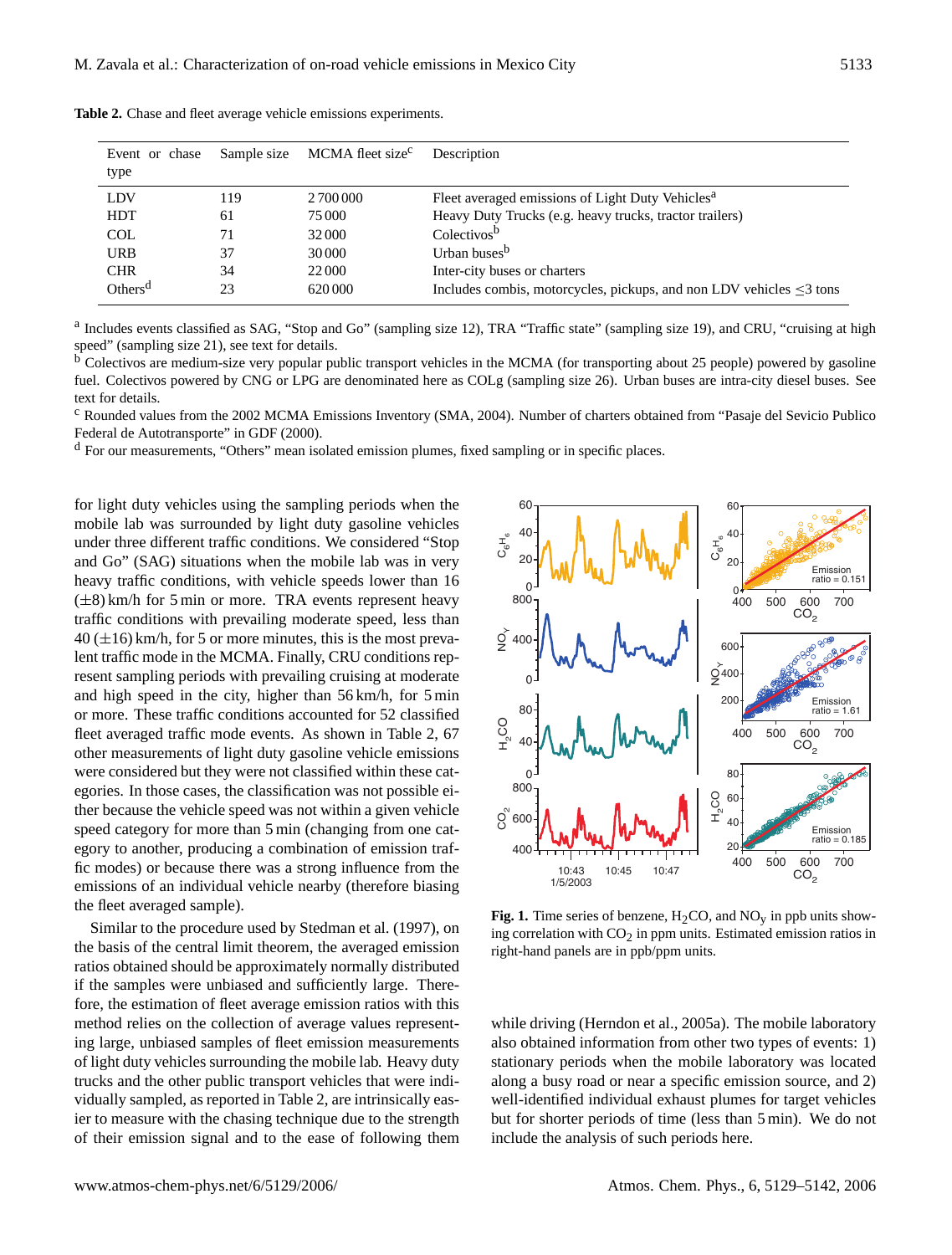**Table 2.** Chase and fleet average vehicle emissions experiments.

| Event or chase type | Sample size | MCMA fleet size[c] | Description |
|---|---|---|---|
| LDV | 119 | 2 700 000 | Fleet averaged emissions of Light Duty Vehicles[a] |
| HDT | 61 | 75 000 | Heavy Duty Trucks (e.g. heavy trucks, tractor trailers) |
| COL | 71 | 32 000 | Colectivos[b] |
| URB | 37 | 30 000 | Urban buses[b] |
| CHR | 34 | 22 000 | Inter-city buses or charters |
| Others[d] | 23 | 620 000 | Includes combis, motorcycles, pickups, and non LDV vehicles ≤3 tons |

[a] Includes events classified as SAG, "Stop and Go" (sampling size 12), TRA "Traffic state" (sampling size 19), and CRU, "cruising at high speed" (sampling size 21), see text for details.

[b] Colectivos are medium-size very popular public transport vehicles in the MCMA (for transporting about 25 people) powered by gasoline fuel. Colectivos powered by CNG or LPG are denominated here as COLg (sampling size 26). Urban buses are intra-city diesel buses. See text for details.

[c] Rounded values from the 2002 MCMA Emissions Inventory (SMA, 2004). Number of charters obtained from "Pasaje del Sevicio Publico Federal de Autotransporte" in GDF (2000).

[d] For our measurements, "Others" mean isolated emission plumes, fixed sampling or in specific places.

for light duty vehicles using the sampling periods when the mobile lab was surrounded by light duty gasoline vehicles under three different traffic conditions. We considered "Stop and Go" (SAG) situations when the mobile lab was in very heavy traffic conditions, with vehicle speeds lower than 16 (±8) km/h for 5 min or more. TRA events represent heavy traffic conditions with prevailing moderate speed, less than 40 (±16) km/h, for 5 or more minutes, this is the most prevalent traffic mode in the MCMA. Finally, CRU conditions represent sampling periods with prevailing cruising at moderate and high speed in the city, higher than 56 km/h, for 5 min or more. These traffic conditions accounted for 52 classified fleet averaged traffic mode events. As shown in Table 2, 67 other measurements of light duty gasoline vehicles emissions were considered but they were not classified within these categories. In those cases, the classification was not possible either because the vehicle speed was not within a given vehicle speed category for more than 5 min (changing from one category to another, producing a combination of emission traffic modes) or because there was a strong influence from the emissions of an individual vehicle nearby (therefore biasing the fleet averaged sample).

Similar to the procedure used by Stedman et al. (1997), on the basis of the central limit theorem, the averaged emission ratios obtained should be approximately normally distributed if the samples were unbiased and sufficiently large. Therefore, the estimation of fleet average emission ratios with this method relies on the collection of average values representing large, unbiased samples of fleet emission measurements of light duty vehicles surrounding the mobile lab. Heavy duty trucks and the other public transport vehicles that were individually sampled, as reported in Table 2, are intrinsically easier to measure with the chasing technique due to the strength of their emission signal and to the ease of following them while driving (Herndon et al., 2005a). The mobile laboratory also obtained information from other two types of events: 1) stationary periods when the mobile laboratory was located along a busy road or near a specific emission source, and 2) well-identified individual exhaust plumes for target vehicles but for shorter periods of time (less than 5 min). We do not include the analysis of such periods here.

**Fig. 1.** Time series of benzene, $H_2CO$, and $NO_y$ in ppb units showing correlation with $CO_2$ in ppm units. Estimated emission ratios in right-hand panels are in ppb/ppm units.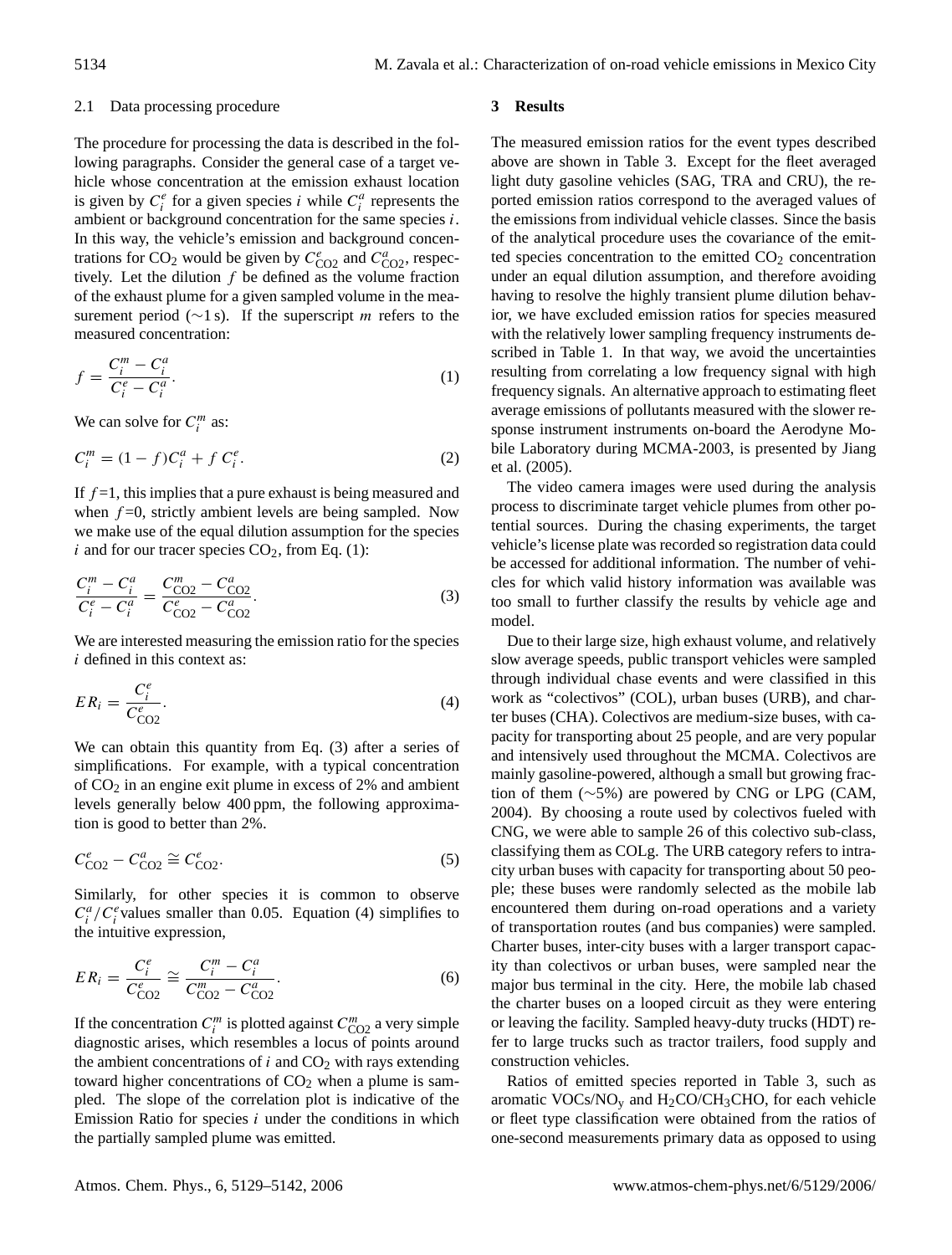### 2.1 Data processing procedure

The procedure for processing the data is described in the following paragraphs. Consider the general case of a target vehicle whose concentration at the emission exhaust location is given by $C_i^e$ for a given species $i$ while $C_i^a$ represents the ambient or background concentration for the same species $i$. In this way, the vehicle's emission and background concentrations for $CO_2$ would be given by $C_{CO2}^e$ and $C_{CO2}^a$, respectively. Let the dilution $f$ be defined as the volume fraction of the exhaust plume for a given sampled volume in the measurement period (~1 s). If the superscript $m$ refers to the measured concentration:

$$f = \frac{C_i^m - C_i^a}{C_i^e - C_i^a}. \tag{1}$$

We can solve for $C_i^m$ as:

$$C_i^m = (1 - f)C_i^a + f\, C_i^e. \tag{2}$$

If $f$=1, this implies that a pure exhaust is being measured and when $f$=0, strictly ambient levels are being sampled. Now we make use of the equal dilution assumption for the species $i$ and for our tracer species $CO_2$, from Eq. (1):

$$\frac{C_i^m - C_i^a}{C_i^e - C_i^a} = \frac{C_{CO2}^m - C_{CO2}^a}{C_{CO2}^e - C_{CO2}^a}. \tag{3}$$

We are interested measuring the emission ratio for the species $i$ defined in this context as:

$$ER_i = \frac{C_i^e}{C_{CO2}^e}. \tag{4}$$

We can obtain this quantity from Eq. (3) after a series of simplifications. For example, with a typical concentration of $CO_2$ in an engine exit plume in excess of 2% and ambient levels generally below 400 ppm, the following approximation is good to better than 2%.

$$C_{CO2}^e - C_{CO2}^a \cong C_{CO2}^e. \tag{5}$$

Similarly, for other species it is common to observe $C_i^a/C_i^e$ values smaller than 0.05. Equation (4) simplifies to the intuitive expression,

$$ER_i = \frac{C_i^e}{C_{CO2}^e} \cong \frac{C_i^m - C_i^a}{C_{CO2}^m - C_{CO2}^a}. \tag{6}$$

If the concentration $C_i^m$ is plotted against $C_{CO2}^m$ a very simple diagnostic arises, which resembles a locus of points around the ambient concentrations of $i$ and $CO_2$ with rays extending toward higher concentrations of $CO_2$ when a plume is sampled. The slope of the correlation plot is indicative of the Emission Ratio for species $i$ under the conditions in which the partially sampled plume was emitted.

## 3 Results

The measured emission ratios for the event types described above are shown in Table 3. Except for the fleet averaged light duty gasoline vehicles (SAG, TRA and CRU), the reported emission ratios correspond to the averaged values of the emissions from individual vehicle classes. Since the basis of the analytical procedure uses the covariance of the emitted species concentration to the emitted $CO_2$ concentration under an equal dilution assumption, and therefore avoiding having to resolve the highly transient plume dilution behavior, we have excluded emission ratios for species measured with the relatively lower sampling frequency instruments described in Table 1. In that way, we avoid the uncertainties resulting from correlating a low frequency signal with high frequency signals. An alternative approach to estimating fleet average emissions of pollutants measured with the slower response instrument instruments on-board the Aerodyne Mobile Laboratory during MCMA-2003, is presented by Jiang et al. (2005).

The video camera images were used during the analysis process to discriminate target vehicle plumes from other potential sources. During the chasing experiments, the target vehicle's license plate was recorded so registration data could be accessed for additional information. The number of vehicles for which valid history information was available was too small to further classify the results by vehicle age and model.

Due to their large size, high exhaust volume, and relatively slow average speeds, public transport vehicles were sampled through individual chase events and were classified in this work as "colectivos" (COL), urban buses (URB), and charter buses (CHA). Colectivos are medium-size buses, with capacity for transporting about 25 people, and are very popular and intensively used throughout the MCMA. Colectivos are mainly gasoline-powered, although a small but growing fraction of them (~5%) are powered by CNG or LPG (CAM, 2004). By choosing a route used by colectivos fueled with CNG, we were able to sample 26 of this colectivo sub-class, classifying them as COLg. The URB category refers to intra-city urban buses with capacity for transporting about 50 people; these buses were randomly selected as the mobile lab encountered them during on-road operations and a variety of transportation routes (and bus companies) were sampled. Charter buses, inter-city buses with a larger transport capacity than colectivos or urban buses, were sampled near the major bus terminal in the city. Here, the mobile lab chased the charter buses on a looped circuit as they were entering or leaving the facility. Sampled heavy-duty trucks (HDT) refer to large trucks such as tractor trailers, food supply and construction vehicles.

Ratios of emitted species reported in Table 3, such as aromatic VOCs/$NO_y$ and $H_2CO/CH_3CHO$, for each vehicle or fleet type classification were obtained from the ratios of one-second measurements primary data as opposed to using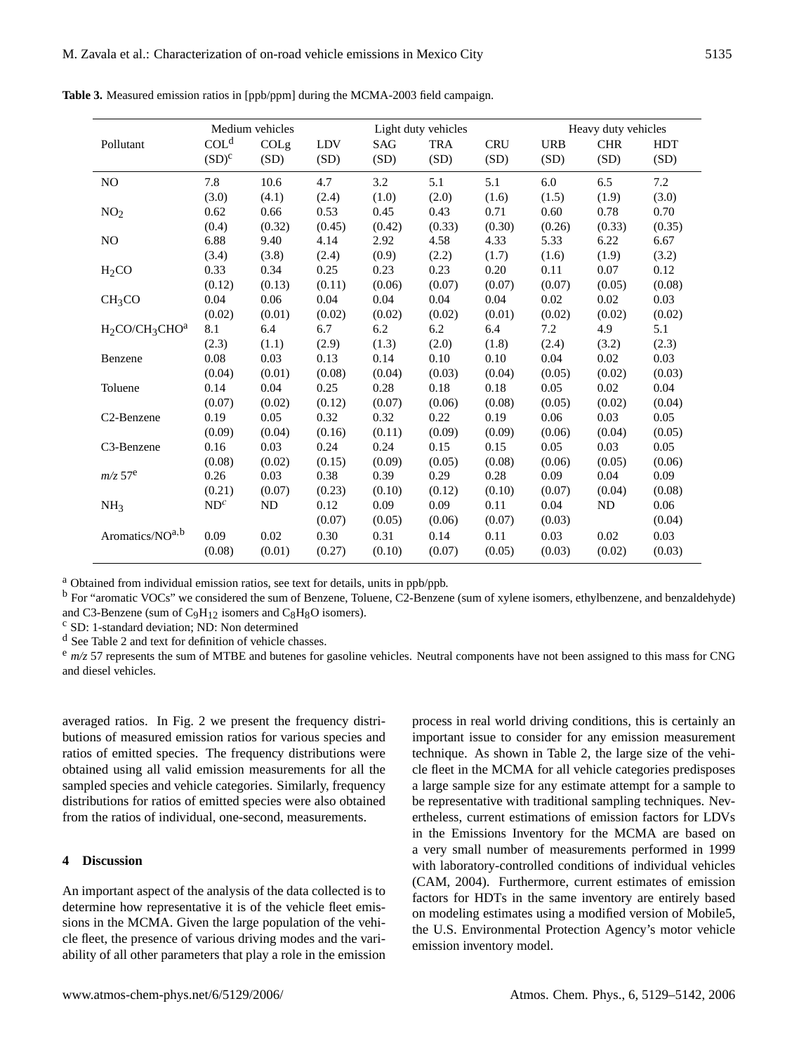**Table 3.** Measured emission ratios in [ppb/ppm] during the MCMA-2003 field campaign.

| Pollutant | Medium vehicles | | | Light duty vehicles | | | Heavy duty vehicles | | |
|---|---|---|---|---|---|---|---|---|---|
| | COL[d] (SD)[c] | COLg (SD) | LDV (SD) | SAG (SD) | TRA (SD) | CRU (SD) | URB (SD) | CHR (SD) | HDT (SD) |
| NO | 7.8 (3.0) | 10.6 (4.1) | 4.7 (2.4) | 3.2 (1.0) | 5.1 (2.0) | 5.1 (1.6) | 6.0 (1.5) | 6.5 (1.9) | 7.2 (3.0) |
| $NO_2$ | 0.62 (0.4) | 0.66 (0.32) | 0.53 (0.45) | 0.45 (0.42) | 0.43 (0.33) | 0.71 (0.30) | 0.60 (0.26) | 0.78 (0.33) | 0.70 (0.35) |
| NO | 6.88 (3.4) | 9.40 (3.8) | 4.14 (2.4) | 2.92 (0.9) | 4.58 (2.2) | 4.33 (1.7) | 5.33 (1.6) | 6.22 (1.9) | 6.67 (3.2) |
| $H_2CO$ | 0.33 (0.12) | 0.34 (0.13) | 0.25 (0.11) | 0.23 (0.06) | 0.23 (0.07) | 0.20 (0.07) | 0.11 (0.07) | 0.07 (0.05) | 0.12 (0.08) |
| $CH_3CO$ | 0.04 (0.02) | 0.06 (0.01) | 0.04 (0.02) | 0.04 (0.02) | 0.04 (0.02) | 0.04 (0.01) | 0.02 (0.02) | 0.02 (0.02) | 0.03 (0.02) |
| $H_2CO/CH_3CHO$[a] | 8.1 (2.3) | 6.4 (1.1) | 6.7 (2.9) | 6.2 (1.3) | 6.2 (2.0) | 6.4 (1.8) | 7.2 (2.4) | 4.9 (3.2) | 5.1 (2.3) |
| Benzene | 0.08 (0.04) | 0.03 (0.01) | 0.13 (0.08) | 0.14 (0.04) | 0.10 (0.03) | 0.10 (0.04) | 0.04 (0.05) | 0.02 (0.02) | 0.03 (0.03) |
| Toluene | 0.14 (0.07) | 0.04 (0.02) | 0.25 (0.12) | 0.28 (0.07) | 0.18 (0.06) | 0.18 (0.08) | 0.05 (0.05) | 0.02 (0.02) | 0.04 (0.04) |
| C2-Benzene | 0.19 (0.09) | 0.05 (0.04) | 0.32 (0.16) | 0.32 (0.11) | 0.22 (0.09) | 0.19 (0.09) | 0.06 (0.06) | 0.03 (0.04) | 0.05 (0.05) |
| C3-Benzene | 0.16 (0.08) | 0.03 (0.02) | 0.24 (0.15) | 0.24 (0.09) | 0.15 (0.05) | 0.15 (0.08) | 0.05 (0.06) | 0.03 (0.05) | 0.05 (0.06) |
| *m/z* 57[e] | 0.26 (0.21) | 0.03 (0.07) | 0.38 (0.23) | 0.39 (0.10) | 0.29 (0.12) | 0.28 (0.10) | 0.09 (0.07) | 0.04 (0.04) | 0.09 (0.08) |
| $NH_3$ | ND[c] | ND | 0.12 (0.07) | 0.09 (0.05) | 0.09 (0.06) | 0.11 (0.07) | 0.04 (0.03) | ND | 0.06 (0.04) |
| Aromatics/NO[a,b] | 0.09 (0.08) | 0.02 (0.01) | 0.30 (0.27) | 0.31 (0.10) | 0.14 (0.07) | 0.11 (0.05) | 0.03 (0.03) | 0.02 (0.02) | 0.03 (0.03) |

[a] Obtained from individual emission ratios, see text for details, units in ppb/ppb.
[b] For "aromatic VOCs" we considered the sum of Benzene, Toluene, C2-Benzene (sum of xylene isomers, ethylbenzene, and benzaldehyde) and C3-Benzene (sum of $C_9H_{12}$ isomers and $C_8H_8O$ isomers).
[c] SD: 1-standard deviation; ND: Non determined
[d] See Table 2 and text for definition of vehicle chasses.
[e] *m/z* 57 represents the sum of MTBE and butenes for gasoline vehicles. Neutral components have not been assigned to this mass for CNG and diesel vehicles.

averaged ratios. In Fig. 2 we present the frequency distributions of measured emission ratios for various species and ratios of emitted species. The frequency distributions were obtained using all valid emission measurements for all the sampled species and vehicle categories. Similarly, frequency distributions for ratios of emitted species were also obtained from the ratios of individual, one-second, measurements.

## 4 Discussion

An important aspect of the analysis of the data collected is to determine how representative it is of the vehicle fleet emissions in the MCMA. Given the large population of the vehicle fleet, the presence of various driving modes and the variability of all other parameters that play a role in the emission process in real world driving conditions, this is certainly an important issue to consider for any emission measurement technique. As shown in Table 2, the large size of the vehicle fleet in the MCMA for all vehicle categories predisposes a large sample size for any estimate attempt for a sample to be representative with traditional sampling techniques. Nevertheless, current estimations of emission factors for LDVs in the Emissions Inventory for the MCMA are based on a very small number of measurements performed in 1999 with laboratory-controlled conditions of individual vehicles (CAM, 2004). Furthermore, current estimates of emission factors for HDTs in the same inventory are entirely based on modeling estimates using a modified version of Mobile5, the U.S. Environmental Protection Agency's motor vehicle emission inventory model.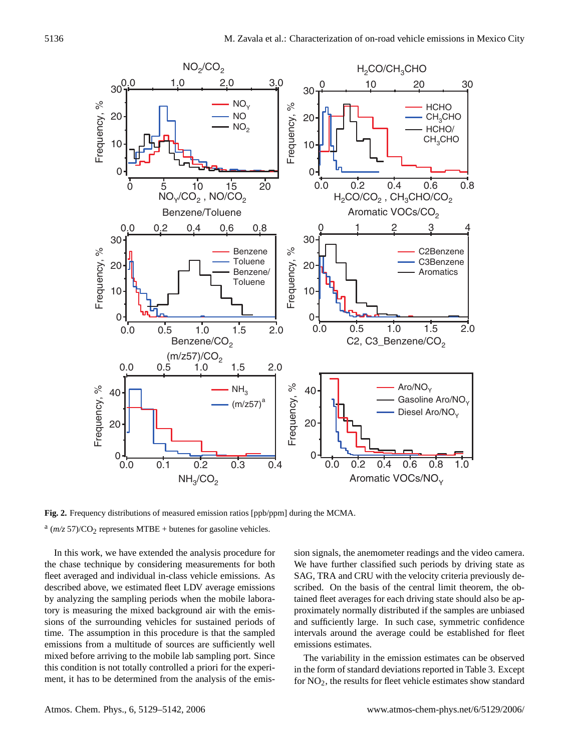**Fig. 2.** Frequency distributions of measured emission ratios [ppb/ppm] during the MCMA.

[a] ($m/z$ 57)/$CO_2$ represents MTBE + butenes for gasoline vehicles.

In this work, we have extended the analysis procedure for the chase technique by considering measurements for both fleet averaged and individual in-class vehicle emissions. As described above, we estimated fleet LDV average emissions by analyzing the sampling periods when the mobile laboratory is measuring the mixed background air with the emissions of the surrounding vehicles for sustained periods of time. The assumption in this procedure is that the sampled emissions from a multitude of sources are sufficiently well mixed before arriving to the mobile lab sampling port. Since this condition is not totally controlled a priori for the experiment, it has to be determined from the analysis of the emission signals, the anemometer readings and the video camera. We have further classified such periods by driving state as SAG, TRA and CRU with the velocity criteria previously described. On the basis of the central limit theorem, the obtained fleet averages for each driving state should also be approximately normally distributed if the samples are unbiased and sufficiently large. In such case, symmetric confidence intervals around the average could be established for fleet emissions estimates.

The variability in the emission estimates can be observed in the form of standard deviations reported in Table 3. Except for $NO_2$, the results for fleet vehicle estimates show standard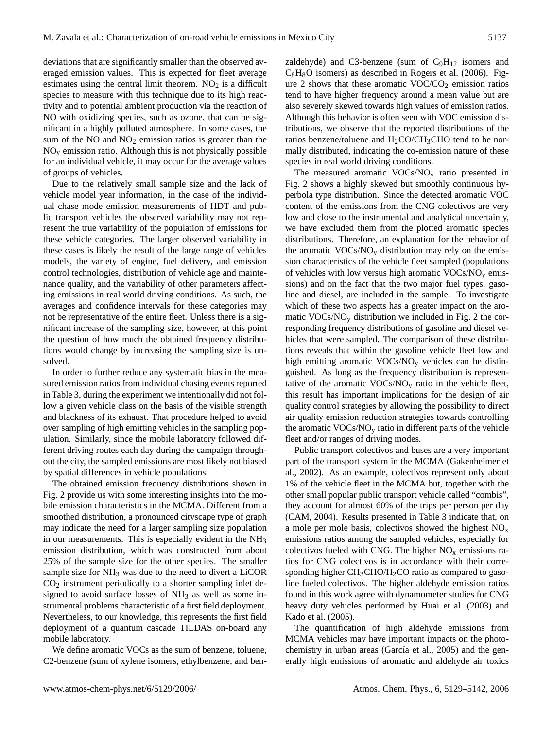deviations that are significantly smaller than the observed averaged emission values. This is expected for fleet average estimates using the central limit theorem. $NO_2$ is a difficult species to measure with this technique due to its high reactivity and to potential ambient production via the reaction of NO with oxidizing species, such as ozone, that can be significant in a highly polluted atmosphere. In some cases, the sum of the NO and $NO_2$ emission ratios is greater than the $NO_y$ emission ratio. Although this is not physically possible for an individual vehicle, it may occur for the average values of groups of vehicles.

Due to the relatively small sample size and the lack of vehicle model year information, in the case of the individual chase mode emission measurements of HDT and public transport vehicles the observed variability may not represent the true variability of the population of emissions for these vehicle categories. The larger observed variability in these cases is likely the result of the large range of vehicles models, the variety of engine, fuel delivery, and emission control technologies, distribution of vehicle age and maintenance quality, and the variability of other parameters affecting emissions in real world driving conditions. As such, the averages and confidence intervals for these categories may not be representative of the entire fleet. Unless there is a significant increase of the sampling size, however, at this point the question of how much the obtained frequency distributions would change by increasing the sampling size is unsolved.

In order to further reduce any systematic bias in the measured emission ratios from individual chasing events reported in Table 3, during the experiment we intentionally did not follow a given vehicle class on the basis of the visible strength and blackness of its exhaust. That procedure helped to avoid over sampling of high emitting vehicles in the sampling population. Similarly, since the mobile laboratory followed different driving routes each day during the campaign throughout the city, the sampled emissions are most likely not biased by spatial differences in vehicle populations.

The obtained emission frequency distributions shown in Fig. 2 provide us with some interesting insights into the mobile emission characteristics in the MCMA. Different from a smoothed distribution, a pronounced cityscape type of graph may indicate the need for a larger sampling size population in our measurements. This is especially evident in the $NH_3$ emission distribution, which was constructed from about 25% of the sample size for the other species. The smaller sample size for $NH_3$ was due to the need to divert a LiCOR $CO_2$ instrument periodically to a shorter sampling inlet designed to avoid surface losses of $NH_3$ as well as some instrumental problems characteristic of a first field deployment. Nevertheless, to our knowledge, this represents the first field deployment of a quantum cascade TILDAS on-board any mobile laboratory.

We define aromatic VOCs as the sum of benzene, toluene, C2-benzene (sum of xylene isomers, ethylbenzene, and benzaldehyde) and C3-benzene (sum of $C_9H_{12}$ isomers and $C_8H_8O$ isomers) as described in Rogers et al. (2006). Figure 2 shows that these aromatic VOC/$CO_2$ emission ratios tend to have higher frequency around a mean value but are also severely skewed towards high values of emission ratios. Although this behavior is often seen with VOC emission distributions, we observe that the reported distributions of the ratios benzene/toluene and $H_2CO/CH_3CHO$ tend to be normally distributed, indicating the co-emission nature of these species in real world driving conditions.

The measured aromatic VOCs/$NO_y$ ratio presented in Fig. 2 shows a highly skewed but smoothly continuous hyperbola type distribution. Since the detected aromatic VOC content of the emissions from the CNG colectivos are very low and close to the instrumental and analytical uncertainty, we have excluded them from the plotted aromatic species distributions. Therefore, an explanation for the behavior of the aromatic VOCs/$NO_y$ distribution may rely on the emission characteristics of the vehicle fleet sampled (populations of vehicles with low versus high aromatic VOCs/$NO_y$ emissions) and on the fact that the two major fuel types, gasoline and diesel, are included in the sample. To investigate which of these two aspects has a greater impact on the aromatic VOCs/$NO_y$ distribution we included in Fig. 2 the corresponding frequency distributions of gasoline and diesel vehicles that were sampled. The comparison of these distributions reveals that within the gasoline vehicle fleet low and high emitting aromatic VOCs/$NO_y$ vehicles can be distinguished. As long as the frequency distribution is representative of the aromatic VOCs/$NO_y$ ratio in the vehicle fleet, this result has important implications for the design of air quality control strategies by allowing the possibility to direct air quality emission reduction strategies towards controlling the aromatic VOCs/$NO_y$ ratio in different parts of the vehicle fleet and/or ranges of driving modes.

Public transport colectivos and buses are a very important part of the transport system in the MCMA (Gakenheimer et al., 2002). As an example, colectivos represent only about 1% of the vehicle fleet in the MCMA but, together with the other small popular public transport vehicle called "combis", they account for almost 60% of the trips per person per day (CAM, 2004). Results presented in Table 3 indicate that, on a mole per mole basis, colectivos showed the highest $NO_x$ emissions ratios among the sampled vehicles, especially for colectivos fueled with CNG. The higher $NO_x$ emissions ratios for CNG colectivos is in accordance with their corresponding higher $CH_3CHO/H_2CO$ ratio as compared to gasoline fueled colectivos. The higher aldehyde emission ratios found in this work agree with dynamometer studies for CNG heavy duty vehicles performed by Huai et al. (2003) and Kado et al. (2005).

The quantification of high aldehyde emissions from MCMA vehicles may have important impacts on the photochemistry in urban areas (García et al., 2005) and the generally high emissions of aromatic and aldehyde air toxics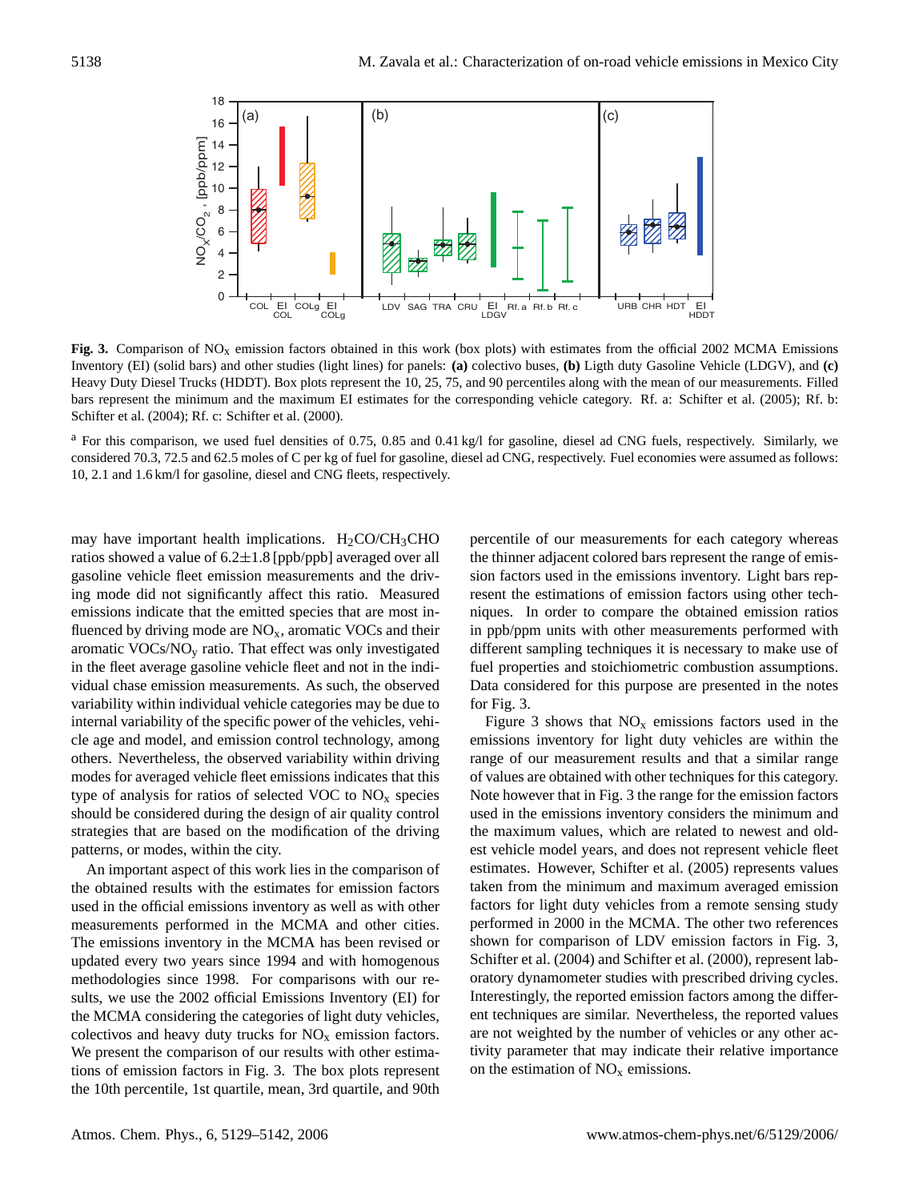**Fig. 3.** Comparison of $NO_x$ emission factors obtained in this work (box plots) with estimates from the official 2002 MCMA Emissions Inventory (EI) (solid bars) and other studies (light lines) for panels: **(a)** colectivo buses, **(b)** Ligth duty Gasoline Vehicle (LDGV), and **(c)** Heavy Duty Diesel Trucks (HDDT). Box plots represent the 10, 25, 75, and 90 percentiles along with the mean of our measurements. Filled bars represent the minimum and the maximum EI estimates for the corresponding vehicle category. Rf. a: Schifter et al. (2005); Rf. b: Schifter et al. (2004); Rf. c: Schifter et al. (2000).

[a] For this comparison, we used fuel densities of 0.75, 0.85 and 0.41 kg/l for gasoline, diesel ad CNG fuels, respectively. Similarly, we considered 70.3, 72.5 and 62.5 moles of C per kg of fuel for gasoline, diesel ad CNG, respectively. Fuel economies were assumed as follows: 10, 2.1 and 1.6 km/l for gasoline, diesel and CNG fleets, respectively.

may have important health implications. $H_2CO/CH_3CHO$ ratios showed a value of 6.2±1.8 [ppb/ppb] averaged over all gasoline vehicle fleet emission measurements and the driving mode did not significantly affect this ratio. Measured emissions indicate that the emitted species that are most influenced by driving mode are $NO_x$, aromatic VOCs and their aromatic VOCs/$NO_y$ ratio. That effect was only investigated in the fleet average gasoline vehicle fleet and not in the individual chase emission measurements. As such, the observed variability within individual vehicle categories may be due to internal variability of the specific power of the vehicles, vehicle age and model, and emission control technology, among others. Nevertheless, the observed variability within driving modes for averaged vehicle fleet emissions indicates that this type of analysis for ratios of selected VOC to $NO_x$ species should be considered during the design of air quality control strategies that are based on the modification of the driving patterns, or modes, within the city.

An important aspect of this work lies in the comparison of the obtained results with the estimates for emission factors used in the official emissions inventory as well as with other measurements performed in the MCMA and other cities. The emissions inventory in the MCMA has been revised or updated every two years since 1994 and with homogenous methodologies since 1998. For comparisons with our results, we use the 2002 official Emissions Inventory (EI) for the MCMA considering the categories of light duty vehicles, colectivos and heavy duty trucks for $NO_x$ emission factors. We present the comparison of our results with other estimations of emission factors in Fig. 3. The box plots represent the 10th percentile, 1st quartile, mean, 3rd quartile, and 90th percentile of our measurements for each category whereas the thinner adjacent colored bars represent the range of emission factors used in the emissions inventory. Light bars represent the estimations of emission factors using other techniques. In order to compare the obtained emission ratios in ppb/ppm units with other measurements performed with different sampling techniques it is necessary to make use of fuel properties and stoichiometric combustion assumptions. Data considered for this purpose are presented in the notes for Fig. 3.

Figure 3 shows that $NO_x$ emissions factors used in the emissions inventory for light duty vehicles are within the range of our measurement results and that a similar range of values are obtained with other techniques for this category. Note however that in Fig. 3 the range for the emission factors used in the emissions inventory considers the minimum and the maximum values, which are related to newest and oldest vehicle model years, and does not represent vehicle fleet estimates. However, Schifter et al. (2005) represents values taken from the minimum and maximum averaged emission factors for light duty vehicles from a remote sensing study performed in 2000 in the MCMA. The other two references shown for comparison of LDV emission factors in Fig. 3, Schifter et al. (2004) and Schifter et al. (2000), represent laboratory dynamometer studies with prescribed driving cycles. Interestingly, the reported emission factors among the different techniques are similar. Nevertheless, the reported values are not weighted by the number of vehicles or any other activity parameter that may indicate their relative importance on the estimation of $NO_x$ emissions.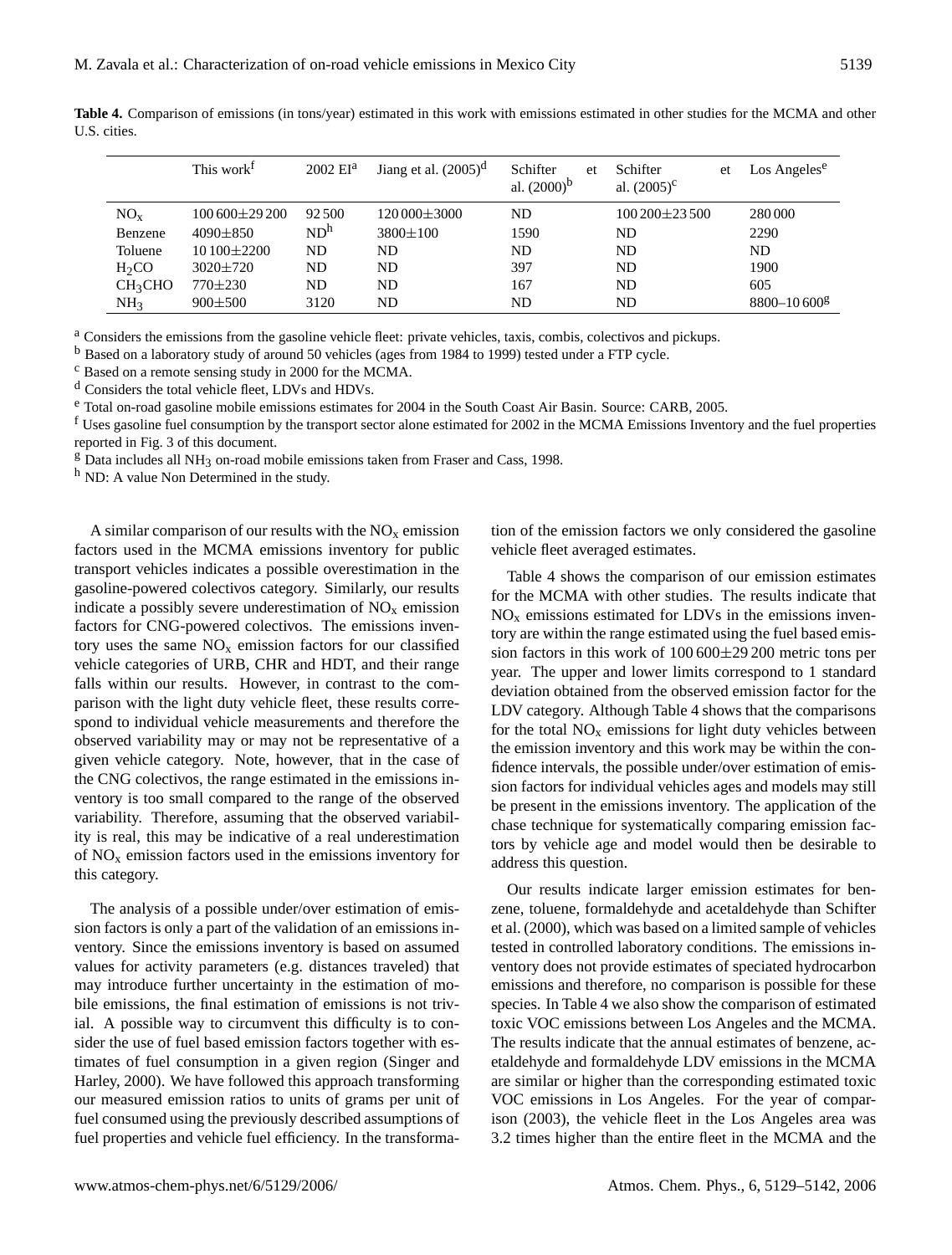**Table 4.** Comparison of emissions (in tons/year) estimated in this work with emissions estimated in other studies for the MCMA and other U.S. cities.

| | This work[f] | 2002 EI[a] | Jiang et al. (2005)[d] | Schifter et al. (2000)[b] | Schifter et al. (2005)[c] | Los Angeles[e] |
|---|---|---|---|---|---|---|
| $NO_x$ | 100 600±29 200 | 92 500 | 120 000±3000 | ND | 100 200±23 500 | 280 000 |
| Benzene | 4090±850 | ND[h] | 3800±100 | 1590 | ND | 2290 |
| Toluene | 10 100±2200 | ND | ND | ND | ND | ND |
| $H_2CO$ | 3020±720 | ND | ND | 397 | ND | 1900 |
| $CH_3CHO$ | 770±230 | ND | ND | 167 | ND | 605 |
| $NH_3$ | 900±500 | 3120 | ND | ND | ND | 8800–10 600[g] |

[a] Considers the emissions from the gasoline vehicle fleet: private vehicles, taxis, combis, colectivos and pickups.
[b] Based on a laboratory study of around 50 vehicles (ages from 1984 to 1999) tested under a FTP cycle.
[c] Based on a remote sensing study in 2000 for the MCMA.
[d] Considers the total vehicle fleet, LDVs and HDVs.
[e] Total on-road gasoline mobile emissions estimates for 2004 in the South Coast Air Basin. Source: CARB, 2005.
[f] Uses gasoline fuel consumption by the transport sector alone estimated for 2002 in the MCMA Emissions Inventory and the fuel properties reported in Fig. 3 of this document.
[g] Data includes all $NH_3$ on-road mobile emissions taken from Fraser and Cass, 1998.
[h] ND: A value Non Determined in the study.

A similar comparison of our results with the $NO_x$ emission factors used in the MCMA emissions inventory for public transport vehicles indicates a possible overestimation in the gasoline-powered colectivos category. Similarly, our results indicate a possibly severe underestimation of $NO_x$ emission factors for CNG-powered colectivos. The emissions inventory uses the same $NO_x$ emission factors for our classified vehicle categories of URB, CHR and HDT, and their range falls within our results. However, in contrast to the comparison with the light duty vehicle fleet, these results correspond to individual vehicle measurements and therefore the observed variability may or may not be representative of a given vehicle category. Note, however, that in the case of the CNG colectivos, the range estimated in the emissions inventory is too small compared to the range of the observed variability. Therefore, assuming that the observed variability is real, this may be indicative of a real underestimation of $NO_x$ emission factors used in the emissions inventory for this category.

The analysis of a possible under/over estimation of emission factors is only a part of the validation of an emissions inventory. Since the emissions inventory is based on assumed values for activity parameters (e.g. distances traveled) that may introduce further uncertainty in the estimation of mobile emissions, the final estimation of emissions is not trivial. A possible way to circumvent this difficulty is to consider the use of fuel based emission factors together with estimates of fuel consumption in a given region (Singer and Harley, 2000). We have followed this approach transforming our measured emission ratios to units of grams per unit of fuel consumed using the previously described assumptions of fuel properties and vehicle fuel efficiency. In the transformation of the emission factors we only considered the gasoline vehicle fleet averaged estimates.

Table 4 shows the comparison of our emission estimates for the MCMA with other studies. The results indicate that $NO_x$ emissions estimated for LDVs in the emissions inventory are within the range estimated using the fuel based emission factors in this work of 100 600±29 200 metric tons per year. The upper and lower limits correspond to 1 standard deviation obtained from the observed emission factor for the LDV category. Although Table 4 shows that the comparisons for the total $NO_x$ emissions for light duty vehicles between the emission inventory and this work may be within the confidence intervals, the possible under/over estimation of emission factors for individual vehicles ages and models may still be present in the emissions inventory. The application of the chase technique for systematically comparing emission factors by vehicle age and model would then be desirable to address this question.

Our results indicate larger emission estimates for benzene, toluene, formaldehyde and acetaldehyde than Schifter et al. (2000), which was based on a limited sample of vehicles tested in controlled laboratory conditions. The emissions inventory does not provide estimates of speciated hydrocarbon emissions and therefore, no comparison is possible for these species. In Table 4 we also show the comparison of estimated toxic VOC emissions between Los Angeles and the MCMA. The results indicate that the annual estimates of benzene, acetaldehyde and formaldehyde LDV emissions in the MCMA are similar or higher than the corresponding estimated toxic VOC emissions in Los Angeles. For the year of comparison (2003), the vehicle fleet in the Los Angeles area was 3.2 times higher than the entire fleet in the MCMA and the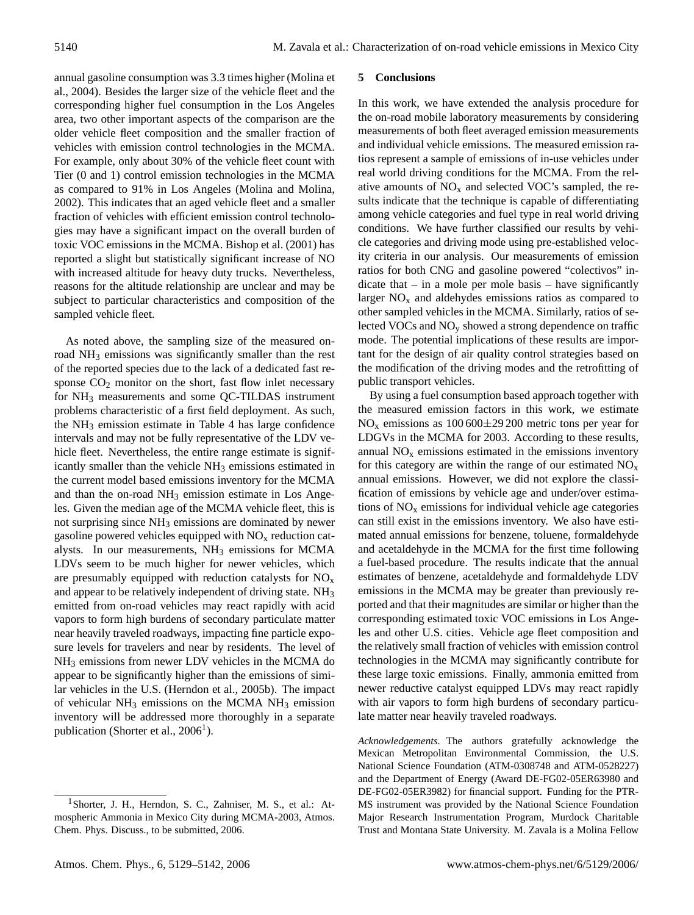annual gasoline consumption was 3.3 times higher (Molina et al., 2004). Besides the larger size of the vehicle fleet and the corresponding higher fuel consumption in the Los Angeles area, two other important aspects of the comparison are the older vehicle fleet composition and the smaller fraction of vehicles with emission control technologies in the MCMA. For example, only about 30% of the vehicle fleet count with Tier (0 and 1) control emission technologies in the MCMA as compared to 91% in Los Angeles (Molina and Molina, 2002). This indicates that an aged vehicle fleet and a smaller fraction of vehicles with efficient emission control technologies may have a significant impact on the overall burden of toxic VOC emissions in the MCMA. Bishop et al. (2001) has reported a slight but statistically significant increase of NO with increased altitude for heavy duty trucks. Nevertheless, reasons for the altitude relationship are unclear and may be subject to particular characteristics and composition of the sampled vehicle fleet.

As noted above, the sampling size of the measured on-road $NH_3$ emissions was significantly smaller than the rest of the reported species due to the lack of a dedicated fast response $CO_2$ monitor on the short, fast flow inlet necessary for $NH_3$ measurements and some QC-TILDAS instrument problems characteristic of a first field deployment. As such, the $NH_3$ emission estimate in Table 4 has large confidence intervals and may not be fully representative of the LDV vehicle fleet. Nevertheless, the entire range estimate is significantly smaller than the vehicle $NH_3$ emissions estimated in the current model based emissions inventory for the MCMA and than the on-road $NH_3$ emission estimate in Los Angeles. Given the median age of the MCMA vehicle fleet, this is not surprising since $NH_3$ emissions are dominated by newer gasoline powered vehicles equipped with $NO_x$ reduction catalysts. In our measurements, $NH_3$ emissions for MCMA LDVs seem to be much higher for newer vehicles, which are presumably equipped with reduction catalysts for $NO_x$ and appear to be relatively independent of driving state. $NH_3$ emitted from on-road vehicles may react rapidly with acid vapors to form high burdens of secondary particulate matter near heavily traveled roadways, impacting fine particle exposure levels for travelers and near by residents. The level of $NH_3$ emissions from newer LDV vehicles in the MCMA do appear to be significantly higher than the emissions of similar vehicles in the U.S. (Herndon et al., 2005b). The impact of vehicular $NH_3$ emissions on the MCMA $NH_3$ emission inventory will be addressed more thoroughly in a separate publication (Shorter et al., 2006[1]).

[1] Shorter, J. H., Herndon, S. C., Zahniser, M. S., et al.: Atmospheric Ammonia in Mexico City during MCMA-2003, Atmos. Chem. Phys. Discuss., to be submitted, 2006.

## 5 Conclusions

In this work, we have extended the analysis procedure for the on-road mobile laboratory measurements by considering measurements of both fleet averaged emission measurements and individual vehicle emissions. The measured emission ratios represent a sample of emissions of in-use vehicles under real world driving conditions for the MCMA. From the relative amounts of $NO_x$ and selected VOC's sampled, the results indicate that the technique is capable of differentiating among vehicle categories and fuel type in real world driving conditions. We have further classified our results by vehicle categories and driving mode using pre-established velocity criteria in our analysis. Our measurements of emission ratios for both CNG and gasoline powered "colectivos" indicate that – in a mole per mole basis – have significantly larger $NO_x$ and aldehydes emissions ratios as compared to other sampled vehicles in the MCMA. Similarly, ratios of selected VOCs and $NO_y$ showed a strong dependence on traffic mode. The potential implications of these results are important for the design of air quality control strategies based on the modification of the driving modes and the retrofitting of public transport vehicles.

By using a fuel consumption based approach together with the measured emission factors in this work, we estimate $NO_x$ emissions as $100\,600 \pm 29\,200$ metric tons per year for LDGVs in the MCMA for 2003. According to these results, annual $NO_x$ emissions estimated in the emissions inventory for this category are within the range of our estimated $NO_x$ annual emissions. However, we did not explore the classification of emissions by vehicle age and under/over estimations of $NO_x$ emissions for individual vehicle age categories can still exist in the emissions inventory. We also have estimated annual emissions for benzene, toluene, formaldehyde and acetaldehyde in the MCMA for the first time following a fuel-based procedure. The results indicate that the annual estimates of benzene, acetaldehyde and formaldehyde LDV emissions in the MCMA may be greater than previously reported and that their magnitudes are similar or higher than the corresponding estimated toxic VOC emissions in Los Angeles and other U.S. cities. Vehicle age fleet composition and the relatively small fraction of vehicles with emission control technologies in the MCMA may significantly contribute for these large toxic emissions. Finally, ammonia emitted from newer reductive catalyst equipped LDVs may react rapidly with air vapors to form high burdens of secondary particulate matter near heavily traveled roadways.

*Acknowledgements.* The authors gratefully acknowledge the Mexican Metropolitan Environmental Commission, the U.S. National Science Foundation (ATM-0308748 and ATM-0528227) and the Department of Energy (Award DE-FG02-05ER63980 and DE-FG02-05ER3982) for financial support. Funding for the PTR-MS instrument was provided by the National Science Foundation Major Research Instrumentation Program, Murdock Charitable Trust and Montana State University. M. Zavala is a Molina Fellow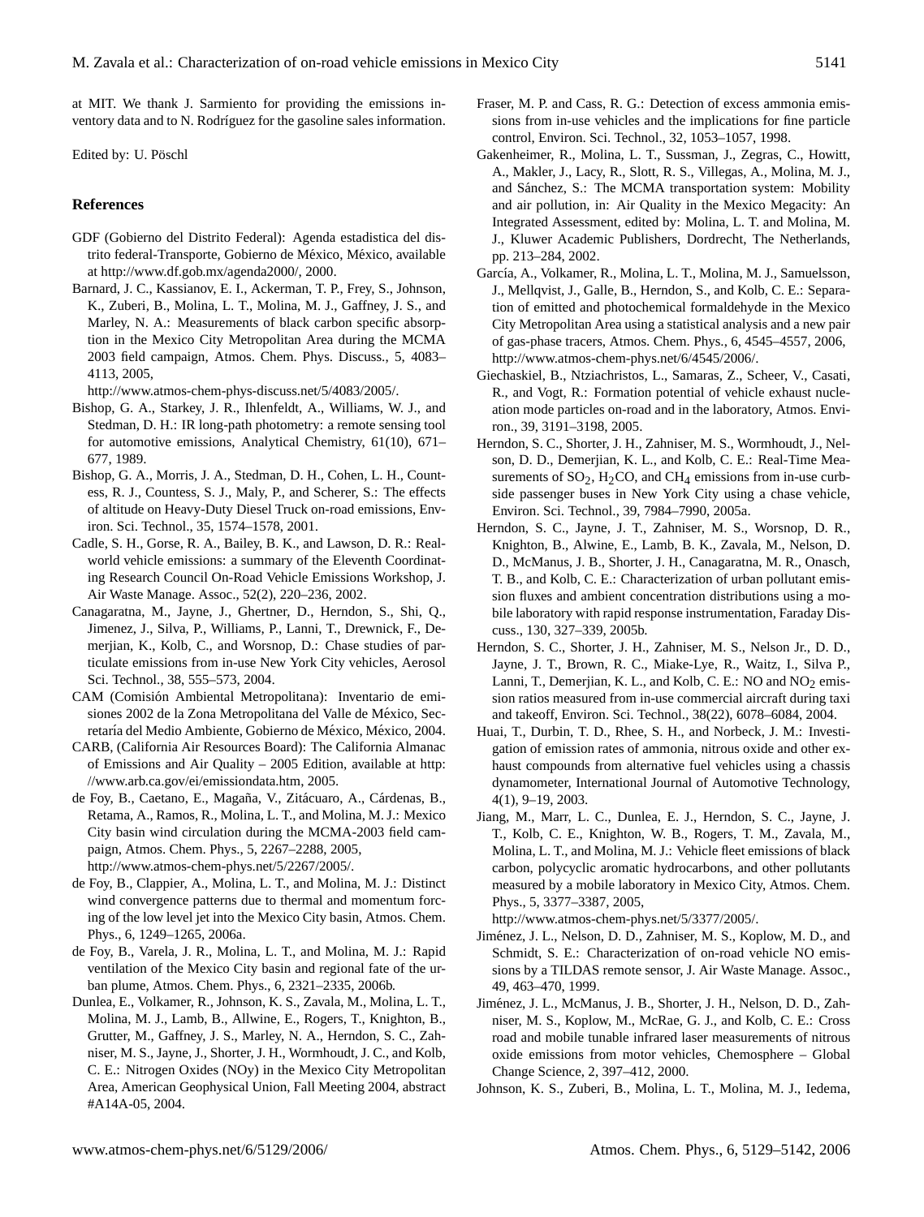at MIT. We thank J. Sarmiento for providing the emissions inventory data and to N. Rodríguez for the gasoline sales information.

Edited by: U. Pöschl

## References

GDF (Gobierno del Distrito Federal): Agenda estadistica del distrito federal-Transporte, Gobierno de México, México, available at http://www.df.gob.mx/agenda2000/, 2000.

Barnard, J. C., Kassianov, E. I., Ackerman, T. P., Frey, S., Johnson, K., Zuberi, B., Molina, L. T., Molina, M. J., Gaffney, J. S., and Marley, N. A.: Measurements of black carbon specific absorption in the Mexico City Metropolitan Area during the MCMA 2003 field campaign, Atmos. Chem. Phys. Discuss., 5, 4083–4113, 2005, http://www.atmos-chem-phys-discuss.net/5/4083/2005/.

Bishop, G. A., Starkey, J. R., Ihlenfeldt, A., Williams, W. J., and Stedman, D. H.: IR long-path photometry: a remote sensing tool for automotive emissions, Analytical Chemistry, 61(10), 671–677, 1989.

Bishop, G. A., Morris, J. A., Stedman, D. H., Cohen, L. H., Countess, R. J., Countess, S. J., Maly, P., and Scherer, S.: The effects of altitude on Heavy-Duty Diesel Truck on-road emissions, Environ. Sci. Technol., 35, 1574–1578, 2001.

Cadle, S. H., Gorse, R. A., Bailey, B. K., and Lawson, D. R.: Real-world vehicle emissions: a summary of the Eleventh Coordinating Research Council On-Road Vehicle Emissions Workshop, J. Air Waste Manage. Assoc., 52(2), 220–236, 2002.

Canagaratna, M., Jayne, J., Ghertner, D., Herndon, S., Shi, Q., Jimenez, J., Silva, P., Williams, P., Lanni, T., Drewnick, F., Demerjian, K., Kolb, C., and Worsnop, D.: Chase studies of particulate emissions from in-use New York City vehicles, Aerosol Sci. Technol., 38, 555–573, 2004.

CAM (Comisión Ambiental Metropolitana): Inventario de emisiones 2002 de la Zona Metropolitana del Valle de México, Secretaría del Medio Ambiente, Gobierno de México, México, 2004.

CARB, (California Air Resources Board): The California Almanac of Emissions and Air Quality – 2005 Edition, available at http://www.arb.ca.gov/ei/emissiondata.htm, 2005.

de Foy, B., Caetano, E., Magaña, V., Zitácuaro, A., Cárdenas, B., Retama, A., Ramos, R., Molina, L. T., and Molina, M. J.: Mexico City basin wind circulation during the MCMA-2003 field campaign, Atmos. Chem. Phys., 5, 2267–2288, 2005, http://www.atmos-chem-phys.net/5/2267/2005/.

de Foy, B., Clappier, A., Molina, L. T., and Molina, M. J.: Distinct wind convergence patterns due to thermal and momentum forcing of the low level jet into the Mexico City basin, Atmos. Chem. Phys., 6, 1249–1265, 2006a.

de Foy, B., Varela, J. R., Molina, L. T., and Molina, M. J.: Rapid ventilation of the Mexico City basin and regional fate of the urban plume, Atmos. Chem. Phys., 6, 2321–2335, 2006b.

Dunlea, E., Volkamer, R., Johnson, K. S., Zavala, M., Molina, L. T., Molina, M. J., Lamb, B., Allwine, E., Rogers, T., Knighton, B., Grutter, M., Gaffney, J. S., Marley, N. A., Herndon, S. C., Zahniser, M. S., Jayne, J., Shorter, J. H., Wormhoudt, J. C., and Kolb, C. E.: Nitrogen Oxides (NOy) in the Mexico City Metropolitan Area, American Geophysical Union, Fall Meeting 2004, abstract #A14A-05, 2004.

Fraser, M. P. and Cass, R. G.: Detection of excess ammonia emissions from in-use vehicles and the implications for fine particle control, Environ. Sci. Technol., 32, 1053–1057, 1998.

Gakenheimer, R., Molina, L. T., Sussman, J., Zegras, C., Howitt, A., Makler, J., Lacy, R., Slott, R. S., Villegas, A., Molina, M. J., and Sánchez, S.: The MCMA transportation system: Mobility and air pollution, in: Air Quality in the Mexico Megacity: An Integrated Assessment, edited by: Molina, L. T. and Molina, M. J., Kluwer Academic Publishers, Dordrecht, The Netherlands, pp. 213–284, 2002.

García, A., Volkamer, R., Molina, L. T., Molina, M. J., Samuelsson, J., Mellqvist, J., Galle, B., Herndon, S., and Kolb, C. E.: Separation of emitted and photochemical formaldehyde in the Mexico City Metropolitan Area using a statistical analysis and a new pair of gas-phase tracers, Atmos. Chem. Phys., 6, 4545–4557, 2006, http://www.atmos-chem-phys.net/6/4545/2006/.

Giechaskiel, B., Ntziachristos, L., Samaras, Z., Scheer, V., Casati, R., and Vogt, R.: Formation potential of vehicle exhaust nucleation mode particles on-road and in the laboratory, Atmos. Environ., 39, 3191–3198, 2005.

Herndon, S. C., Shorter, J. H., Zahniser, M. S., Wormhoudt, J., Nelson, D. D., Demerjian, K. L., and Kolb, C. E.: Real-Time Measurements of $SO_2$, $H_2CO$, and $CH_4$ emissions from in-use curbside passenger buses in New York City using a chase vehicle, Environ. Sci. Technol., 39, 7984–7990, 2005a.

Herndon, S. C., Jayne, J. T., Zahniser, M. S., Worsnop, D. R., Knighton, B., Alwine, E., Lamb, B. K., Zavala, M., Nelson, D. D., McManus, J. B., Shorter, J. H., Canagaratna, M. R., Onasch, T. B., and Kolb, C. E.: Characterization of urban pollutant emission fluxes and ambient concentration distributions using a mobile laboratory with rapid response instrumentation, Faraday Discuss., 130, 327–339, 2005b.

Herndon, S. C., Shorter, J. H., Zahniser, M. S., Nelson Jr., D. D., Jayne, J. T., Brown, R. C., Miake-Lye, R., Waitz, I., Silva P., Lanni, T., Demerjian, K. L., and Kolb, C. E.: NO and $NO_2$ emission ratios measured from in-use commercial aircraft during taxi and takeoff, Environ. Sci. Technol., 38(22), 6078–6084, 2004.

Huai, T., Durbin, T. D., Rhee, S. H., and Norbeck, J. M.: Investigation of emission rates of ammonia, nitrous oxide and other exhaust compounds from alternative fuel vehicles using a chassis dynamometer, International Journal of Automotive Technology, 4(1), 9–19, 2003.

Jiang, M., Marr, L. C., Dunlea, E. J., Herndon, S. C., Jayne, J. T., Kolb, C. E., Knighton, W. B., Rogers, T. M., Zavala, M., Molina, L. T., and Molina, M. J.: Vehicle fleet emissions of black carbon, polycyclic aromatic hydrocarbons, and other pollutants measured by a mobile laboratory in Mexico City, Atmos. Chem. Phys., 5, 3377–3387, 2005, http://www.atmos-chem-phys.net/5/3377/2005/.

Jiménez, J. L., Nelson, D. D., Zahniser, M. S., Koplow, M. D., and Schmidt, S. E.: Characterization of on-road vehicle NO emissions by a TILDAS remote sensor, J. Air Waste Manage. Assoc., 49, 463–470, 1999.

Jiménez, J. L., McManus, J. B., Shorter, J. H., Nelson, D. D., Zahniser, M. S., Koplow, M., McRae, G. J., and Kolb, C. E.: Cross road and mobile tunable infrared laser measurements of nitrous oxide emissions from motor vehicles, Chemosphere – Global Change Science, 2, 397–412, 2000.

Johnson, K. S., Zuberi, B., Molina, L. T., Molina, M. J., Iedema,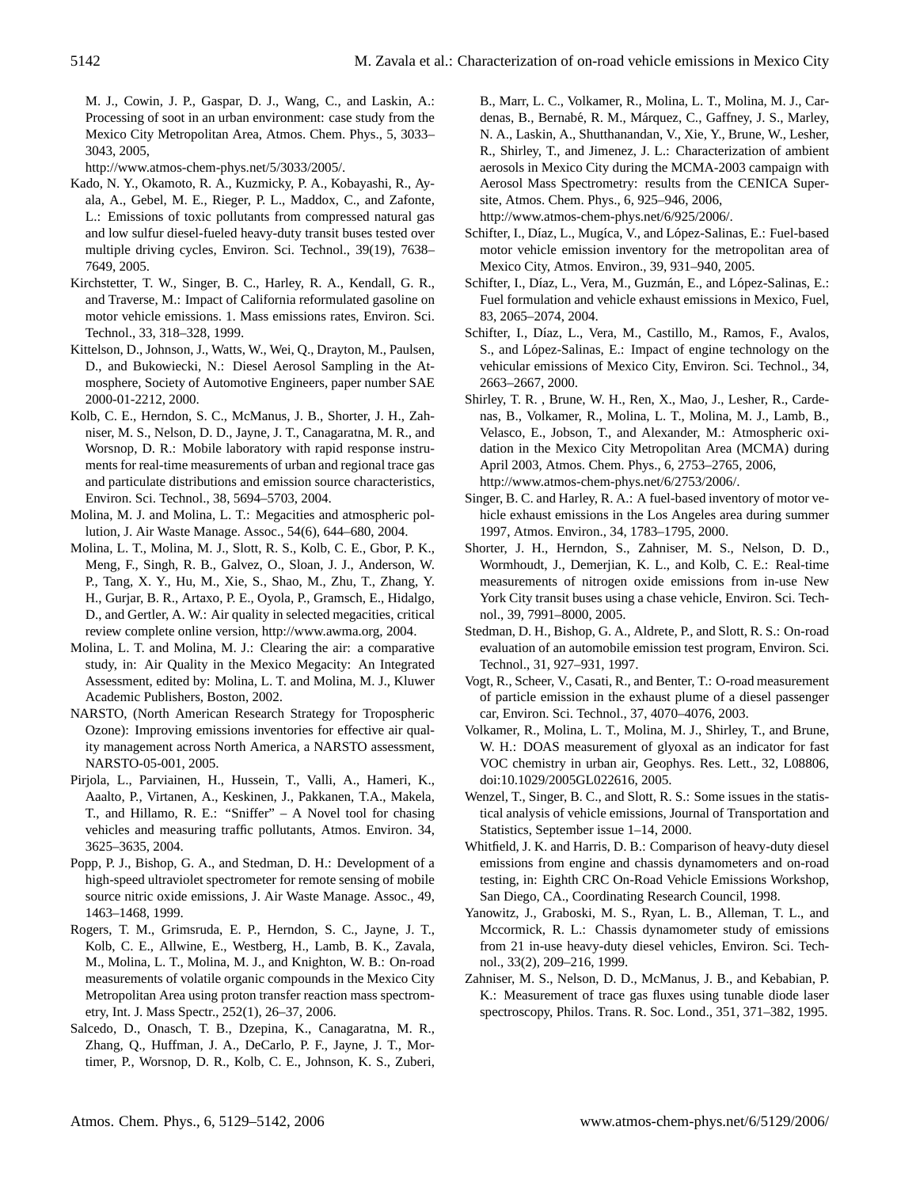M. J., Cowin, J. P., Gaspar, D. J., Wang, C., and Laskin, A.: Processing of soot in an urban environment: case study from the Mexico City Metropolitan Area, Atmos. Chem. Phys., 5, 3033–3043, 2005, http://www.atmos-chem-phys.net/5/3033/2005/.

Kado, N. Y., Okamoto, R. A., Kuzmicky, P. A., Kobayashi, R., Ayala, A., Gebel, M. E., Rieger, P. L., Maddox, C., and Zafonte, L.: Emissions of toxic pollutants from compressed natural gas and low sulfur diesel-fueled heavy-duty transit buses tested over multiple driving cycles, Environ. Sci. Technol., 39(19), 7638–7649, 2005.

Kirchstetter, T. W., Singer, B. C., Harley, R. A., Kendall, G. R., and Traverse, M.: Impact of California reformulated gasoline on motor vehicle emissions. 1. Mass emissions rates, Environ. Sci. Technol., 33, 318–328, 1999.

Kittelson, D., Johnson, J., Watts, W., Wei, Q., Drayton, M., Paulsen, D., and Bukowiecki, N.: Diesel Aerosol Sampling in the Atmosphere, Society of Automotive Engineers, paper number SAE 2000-01-2212, 2000.

Kolb, C. E., Herndon, S. C., McManus, J. B., Shorter, J. H., Zahniser, M. S., Nelson, D. D., Jayne, J. T., Canagaratna, M. R., and Worsnop, D. R.: Mobile laboratory with rapid response instruments for real-time measurements of urban and regional trace gas and particulate distributions and emission source characteristics, Environ. Sci. Technol., 38, 5694–5703, 2004.

Molina, M. J. and Molina, L. T.: Megacities and atmospheric pollution, J. Air Waste Manage. Assoc., 54(6), 644–680, 2004.

Molina, L. T., Molina, M. J., Slott, R. S., Kolb, C. E., Gbor, P. K., Meng, F., Singh, R. B., Galvez, O., Sloan, J. J., Anderson, W. P., Tang, X. Y., Hu, M., Xie, S., Shao, M., Zhu, T., Zhang, Y. H., Gurjar, B. R., Artaxo, P. E., Oyola, P., Gramsch, E., Hidalgo, D., and Gertler, A. W.: Air quality in selected megacities, critical review complete online version, http://www.awma.org, 2004.

Molina, L. T. and Molina, M. J.: Clearing the air: a comparative study, in: Air Quality in the Mexico Megacity: An Integrated Assessment, edited by: Molina, L. T. and Molina, M. J., Kluwer Academic Publishers, Boston, 2002.

NARSTO, (North American Research Strategy for Tropospheric Ozone): Improving emissions inventories for effective air quality management across North America, a NARSTO assessment, NARSTO-05-001, 2005.

Pirjola, L., Parviainen, H., Hussein, T., Valli, A., Hameri, K., Aaalto, P., Virtanen, A., Keskinen, J., Pakkanen, T.A., Makela, T., and Hillamo, R. E.: "Sniffer" – A Novel tool for chasing vehicles and measuring traffic pollutants, Atmos. Environ. 34, 3625–3635, 2004.

Popp, P. J., Bishop, G. A., and Stedman, D. H.: Development of a high-speed ultraviolet spectrometer for remote sensing of mobile source nitric oxide emissions, J. Air Waste Manage. Assoc., 49, 1463–1468, 1999.

Rogers, T. M., Grimsruda, E. P., Herndon, S. C., Jayne, J. T., Kolb, C. E., Allwine, E., Westberg, H., Lamb, B. K., Zavala, M., Molina, L. T., Molina, M. J., and Knighton, W. B.: On-road measurements of volatile organic compounds in the Mexico City Metropolitan Area using proton transfer reaction mass spectrometry, Int. J. Mass Spectr., 252(1), 26–37, 2006.

Salcedo, D., Onasch, T. B., Dzepina, K., Canagaratna, M. R., Zhang, Q., Huffman, J. A., DeCarlo, P. F., Jayne, J. T., Mortimer, P., Worsnop, D. R., Kolb, C. E., Johnson, K. S., Zuberi, B., Marr, L. C., Volkamer, R., Molina, L. T., Molina, M. J., Cardenas, B., Bernabé, R. M., Márquez, C., Gaffney, J. S., Marley, N. A., Laskin, A., Shutthanandan, V., Xie, Y., Brune, W., Lesher, R., Shirley, T., and Jimenez, J. L.: Characterization of ambient aerosols in Mexico City during the MCMA-2003 campaign with Aerosol Mass Spectrometry: results from the CENICA Supersite, Atmos. Chem. Phys., 6, 925–946, 2006, http://www.atmos-chem-phys.net/6/925/2006/.

Schifter, I., Díaz, L., Mugíca, V., and López-Salinas, E.: Fuel-based motor vehicle emission inventory for the metropolitan area of Mexico City, Atmos. Environ., 39, 931–940, 2005.

Schifter, I., Díaz, L., Vera, M., Guzmán, E., and López-Salinas, E.: Fuel formulation and vehicle exhaust emissions in Mexico, Fuel, 83, 2065–2074, 2004.

Schifter, I., Díaz, L., Vera, M., Castillo, M., Ramos, F., Avalos, S., and López-Salinas, E.: Impact of engine technology on the vehicular emissions of Mexico City, Environ. Sci. Technol., 34, 2663–2667, 2000.

Shirley, T. R. , Brune, W. H., Ren, X., Mao, J., Lesher, R., Cardenas, B., Volkamer, R., Molina, L. T., Molina, M. J., Lamb, B., Velasco, E., Jobson, T., and Alexander, M.: Atmospheric oxidation in the Mexico City Metropolitan Area (MCMA) during April 2003, Atmos. Chem. Phys., 6, 2753–2765, 2006, http://www.atmos-chem-phys.net/6/2753/2006/.

Singer, B. C. and Harley, R. A.: A fuel-based inventory of motor vehicle exhaust emissions in the Los Angeles area during summer 1997, Atmos. Environ., 34, 1783–1795, 2000.

Shorter, J. H., Herndon, S., Zahniser, M. S., Nelson, D. D., Wormhoudt, J., Demerjian, K. L., and Kolb, C. E.: Real-time measurements of nitrogen oxide emissions from in-use New York City transit buses using a chase vehicle, Environ. Sci. Technol., 39, 7991–8000, 2005.

Stedman, D. H., Bishop, G. A., Aldrete, P., and Slott, R. S.: On-road evaluation of an automobile emission test program, Environ. Sci. Technol., 31, 927–931, 1997.

Vogt, R., Scheer, V., Casati, R., and Benter, T.: O-road measurement of particle emission in the exhaust plume of a diesel passenger car, Environ. Sci. Technol., 37, 4070–4076, 2003.

Volkamer, R., Molina, L. T., Molina, M. J., Shirley, T., and Brune, W. H.: DOAS measurement of glyoxal as an indicator for fast VOC chemistry in urban air, Geophys. Res. Lett., 32, L08806, doi:10.1029/2005GL022616, 2005.

Wenzel, T., Singer, B. C., and Slott, R. S.: Some issues in the statistical analysis of vehicle emissions, Journal of Transportation and Statistics, September issue 1–14, 2000.

Whitfield, J. K. and Harris, D. B.: Comparison of heavy-duty diesel emissions from engine and chassis dynamometers and on-road testing, in: Eighth CRC On-Road Vehicle Emissions Workshop, San Diego, CA., Coordinating Research Council, 1998.

Yanowitz, J., Graboski, M. S., Ryan, L. B., Alleman, T. L., and Mccormick, R. L.: Chassis dynamometer study of emissions from 21 in-use heavy-duty diesel vehicles, Environ. Sci. Technol., 33(2), 209–216, 1999.

Zahniser, M. S., Nelson, D. D., McManus, J. B., and Kebabian, P. K.: Measurement of trace gas fluxes using tunable diode laser spectroscopy, Philos. Trans. R. Soc. Lond., 351, 371–382, 1995.